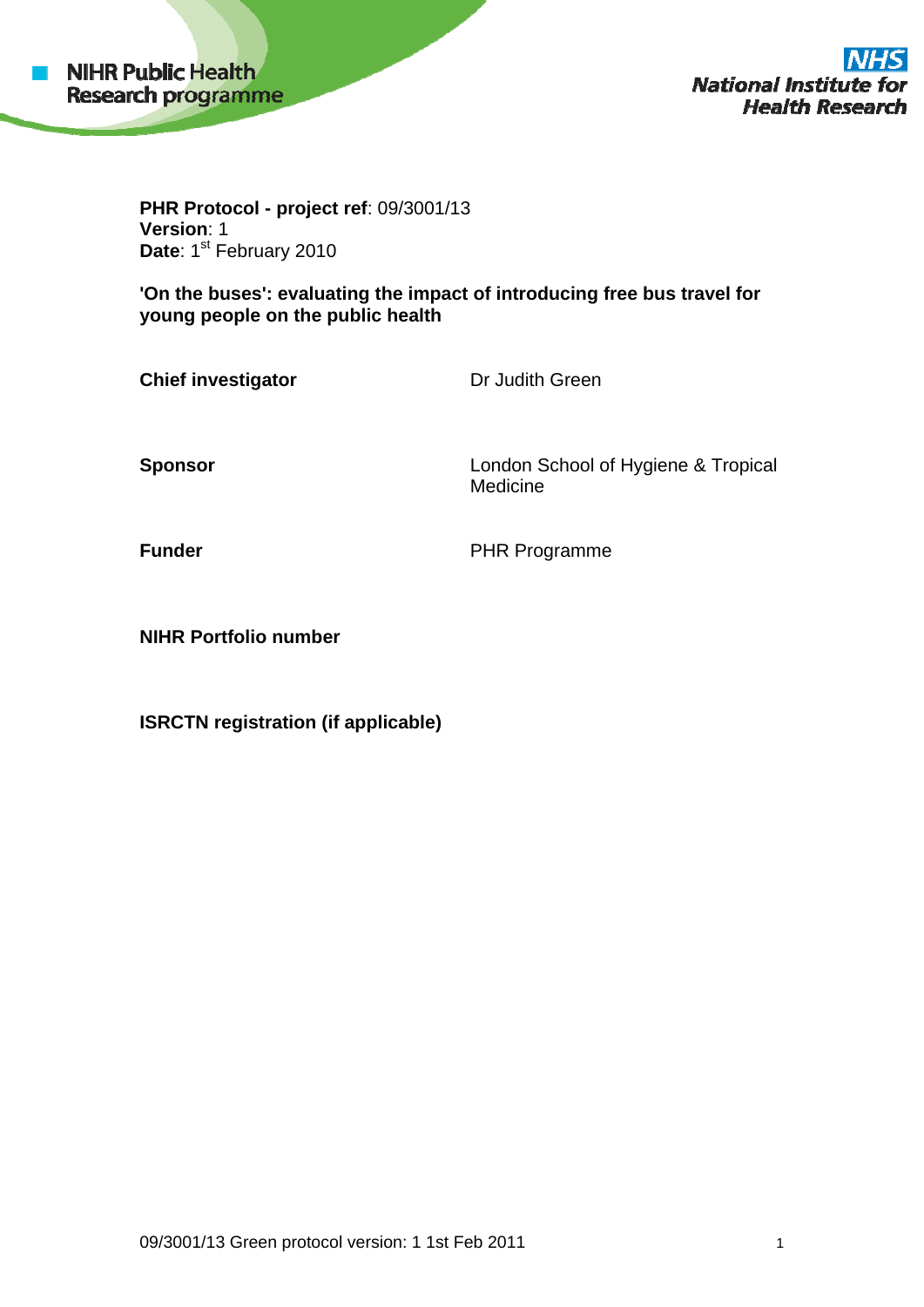NIHR Public Health Research programme

NHS National Institute for Health Research

**PHR Protocol - project ref**: 09/3001/13
**Version**: 1
**Date**: 1st February 2010

**'On the buses': evaluating the impact of introducing free bus travel for young people on the public health**

| | |
|---|---|
| **Chief investigator** | Dr Judith Green |
| **Sponsor** | London School of Hygiene & Tropical Medicine |
| **Funder** | PHR Programme |
| **NIHR Portfolio number** | |
| **ISRCTN registration (if applicable)** | |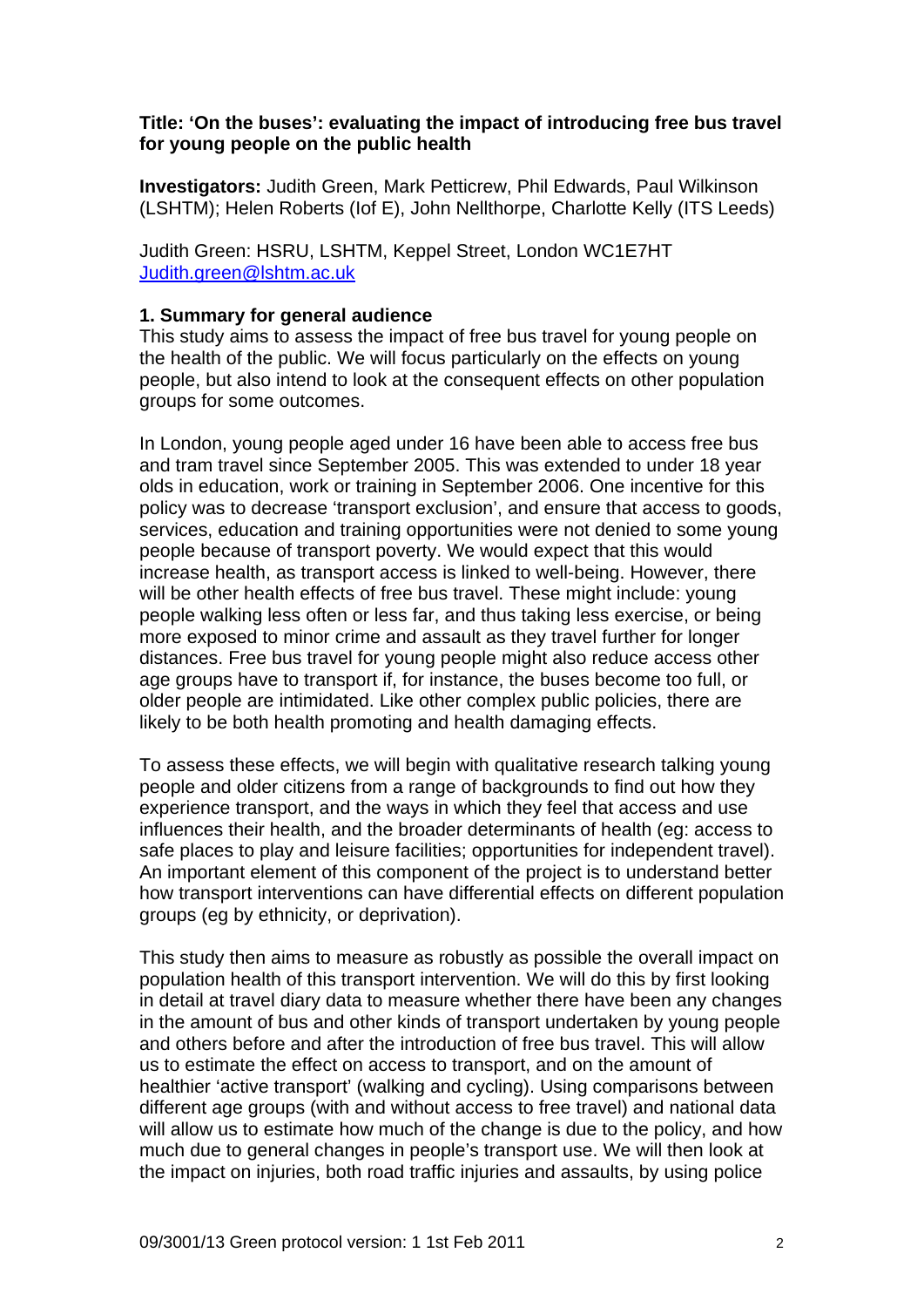**Title: 'On the buses': evaluating the impact of introducing free bus travel for young people on the public health**

**Investigators:** Judith Green, Mark Petticrew, Phil Edwards, Paul Wilkinson (LSHTM); Helen Roberts (Iof E), John Nellthorpe, Charlotte Kelly (ITS Leeds)

Judith Green: HSRU, LSHTM, Keppel Street, London WC1E7HT
Judith.green@lshtm.ac.uk

## 1. Summary for general audience

This study aims to assess the impact of free bus travel for young people on the health of the public. We will focus particularly on the effects on young people, but also intend to look at the consequent effects on other population groups for some outcomes.

In London, young people aged under 16 have been able to access free bus and tram travel since September 2005. This was extended to under 18 year olds in education, work or training in September 2006. One incentive for this policy was to decrease 'transport exclusion', and ensure that access to goods, services, education and training opportunities were not denied to some young people because of transport poverty. We would expect that this would increase health, as transport access is linked to well-being. However, there will be other health effects of free bus travel. These might include: young people walking less often or less far, and thus taking less exercise, or being more exposed to minor crime and assault as they travel further for longer distances. Free bus travel for young people might also reduce access other age groups have to transport if, for instance, the buses become too full, or older people are intimidated. Like other complex public policies, there are likely to be both health promoting and health damaging effects.

To assess these effects, we will begin with qualitative research talking young people and older citizens from a range of backgrounds to find out how they experience transport, and the ways in which they feel that access and use influences their health, and the broader determinants of health (eg: access to safe places to play and leisure facilities; opportunities for independent travel). An important element of this component of the project is to understand better how transport interventions can have differential effects on different population groups (eg by ethnicity, or deprivation).

This study then aims to measure as robustly as possible the overall impact on population health of this transport intervention. We will do this by first looking in detail at travel diary data to measure whether there have been any changes in the amount of bus and other kinds of transport undertaken by young people and others before and after the introduction of free bus travel. This will allow us to estimate the effect on access to transport, and on the amount of healthier 'active transport' (walking and cycling). Using comparisons between different age groups (with and without access to free travel) and national data will allow us to estimate how much of the change is due to the policy, and how much due to general changes in people's transport use. We will then look at the impact on injuries, both road traffic injuries and assaults, by using police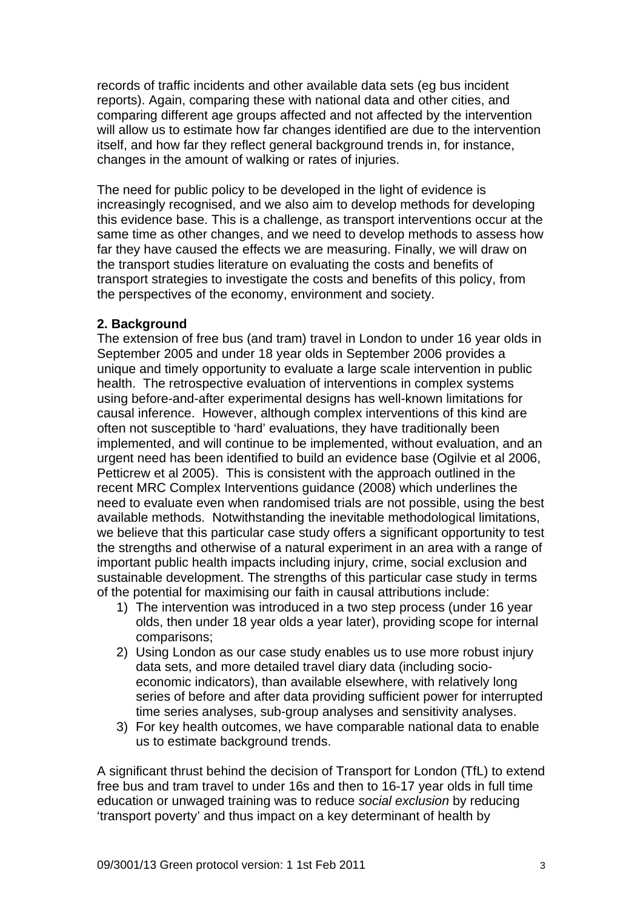records of traffic incidents and other available data sets (eg bus incident reports). Again, comparing these with national data and other cities, and comparing different age groups affected and not affected by the intervention will allow us to estimate how far changes identified are due to the intervention itself, and how far they reflect general background trends in, for instance, changes in the amount of walking or rates of injuries.

The need for public policy to be developed in the light of evidence is increasingly recognised, and we also aim to develop methods for developing this evidence base. This is a challenge, as transport interventions occur at the same time as other changes, and we need to develop methods to assess how far they have caused the effects we are measuring. Finally, we will draw on the transport studies literature on evaluating the costs and benefits of transport strategies to investigate the costs and benefits of this policy, from the perspectives of the economy, environment and society.

## 2. Background

The extension of free bus (and tram) travel in London to under 16 year olds in September 2005 and under 18 year olds in September 2006 provides a unique and timely opportunity to evaluate a large scale intervention in public health. The retrospective evaluation of interventions in complex systems using before-and-after experimental designs has well-known limitations for causal inference. However, although complex interventions of this kind are often not susceptible to 'hard' evaluations, they have traditionally been implemented, and will continue to be implemented, without evaluation, and an urgent need has been identified to build an evidence base (Ogilvie et al 2006, Petticrew et al 2005). This is consistent with the approach outlined in the recent MRC Complex Interventions guidance (2008) which underlines the need to evaluate even when randomised trials are not possible, using the best available methods. Notwithstanding the inevitable methodological limitations, we believe that this particular case study offers a significant opportunity to test the strengths and otherwise of a natural experiment in an area with a range of important public health impacts including injury, crime, social exclusion and sustainable development. The strengths of this particular case study in terms of the potential for maximising our faith in causal attributions include:

1) The intervention was introduced in a two step process (under 16 year olds, then under 18 year olds a year later), providing scope for internal comparisons;
2) Using London as our case study enables us to use more robust injury data sets, and more detailed travel diary data (including socio-economic indicators), than available elsewhere, with relatively long series of before and after data providing sufficient power for interrupted time series analyses, sub-group analyses and sensitivity analyses.
3) For key health outcomes, we have comparable national data to enable us to estimate background trends.

A significant thrust behind the decision of Transport for London (TfL) to extend free bus and tram travel to under 16s and then to 16-17 year olds in full time education or unwaged training was to reduce *social exclusion* by reducing 'transport poverty' and thus impact on a key determinant of health by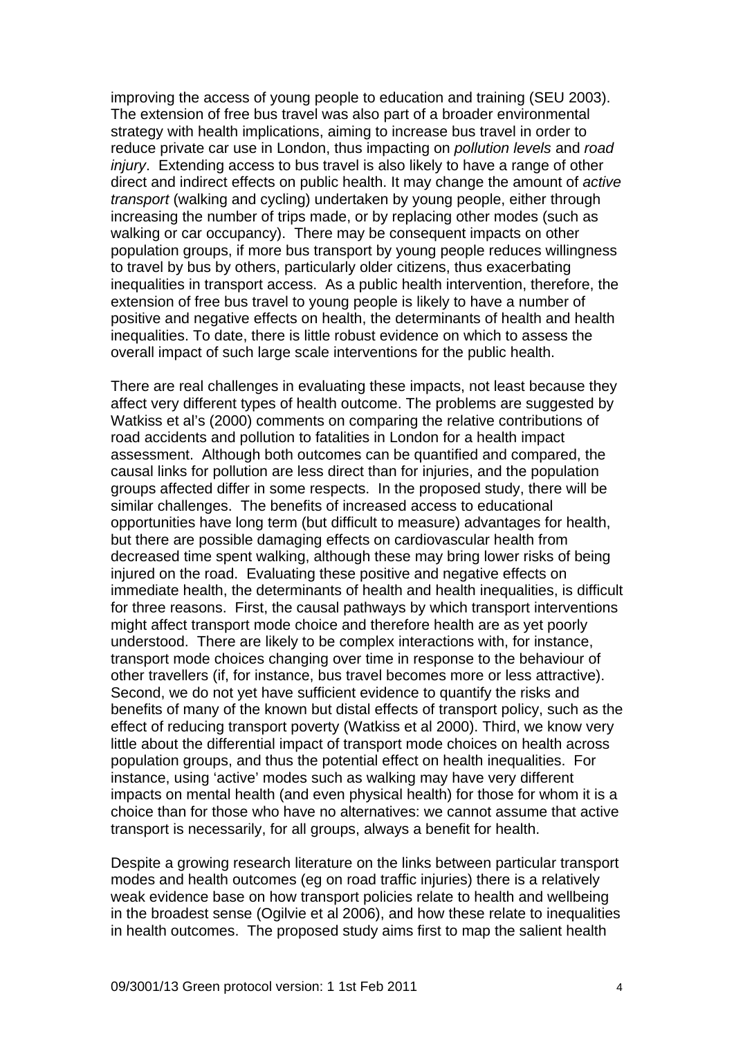improving the access of young people to education and training (SEU 2003). The extension of free bus travel was also part of a broader environmental strategy with health implications, aiming to increase bus travel in order to reduce private car use in London, thus impacting on *pollution levels* and *road injury*. Extending access to bus travel is also likely to have a range of other direct and indirect effects on public health. It may change the amount of *active transport* (walking and cycling) undertaken by young people, either through increasing the number of trips made, or by replacing other modes (such as walking or car occupancy). There may be consequent impacts on other population groups, if more bus transport by young people reduces willingness to travel by bus by others, particularly older citizens, thus exacerbating inequalities in transport access. As a public health intervention, therefore, the extension of free bus travel to young people is likely to have a number of positive and negative effects on health, the determinants of health and health inequalities. To date, there is little robust evidence on which to assess the overall impact of such large scale interventions for the public health.

There are real challenges in evaluating these impacts, not least because they affect very different types of health outcome. The problems are suggested by Watkiss et al's (2000) comments on comparing the relative contributions of road accidents and pollution to fatalities in London for a health impact assessment. Although both outcomes can be quantified and compared, the causal links for pollution are less direct than for injuries, and the population groups affected differ in some respects. In the proposed study, there will be similar challenges. The benefits of increased access to educational opportunities have long term (but difficult to measure) advantages for health, but there are possible damaging effects on cardiovascular health from decreased time spent walking, although these may bring lower risks of being injured on the road. Evaluating these positive and negative effects on immediate health, the determinants of health and health inequalities, is difficult for three reasons. First, the causal pathways by which transport interventions might affect transport mode choice and therefore health are as yet poorly understood. There are likely to be complex interactions with, for instance, transport mode choices changing over time in response to the behaviour of other travellers (if, for instance, bus travel becomes more or less attractive). Second, we do not yet have sufficient evidence to quantify the risks and benefits of many of the known but distal effects of transport policy, such as the effect of reducing transport poverty (Watkiss et al 2000). Third, we know very little about the differential impact of transport mode choices on health across population groups, and thus the potential effect on health inequalities. For instance, using 'active' modes such as walking may have very different impacts on mental health (and even physical health) for those for whom it is a choice than for those who have no alternatives: we cannot assume that active transport is necessarily, for all groups, always a benefit for health.

Despite a growing research literature on the links between particular transport modes and health outcomes (eg on road traffic injuries) there is a relatively weak evidence base on how transport policies relate to health and wellbeing in the broadest sense (Ogilvie et al 2006), and how these relate to inequalities in health outcomes. The proposed study aims first to map the salient health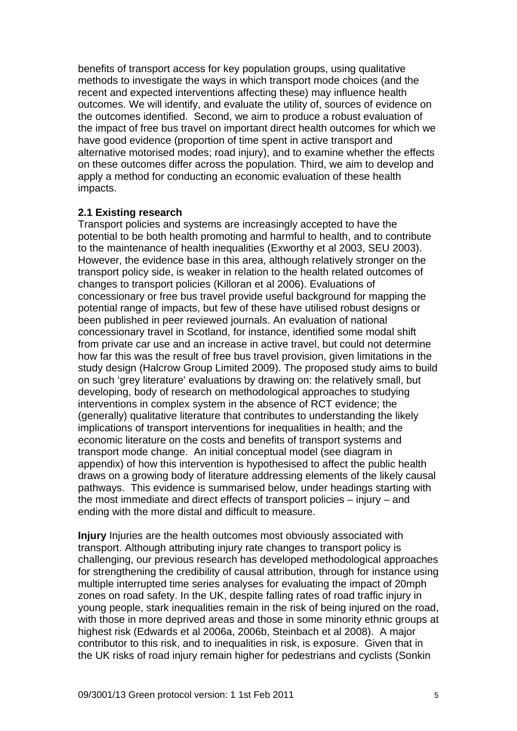benefits of transport access for key population groups, using qualitative methods to investigate the ways in which transport mode choices (and the recent and expected interventions affecting these) may influence health outcomes. We will identify, and evaluate the utility of, sources of evidence on the outcomes identified. Second, we aim to produce a robust evaluation of the impact of free bus travel on important direct health outcomes for which we have good evidence (proportion of time spent in active transport and alternative motorised modes; road injury), and to examine whether the effects on these outcomes differ across the population. Third, we aim to develop and apply a method for conducting an economic evaluation of these health impacts.

**2.1 Existing research**

Transport policies and systems are increasingly accepted to have the potential to be both health promoting and harmful to health, and to contribute to the maintenance of health inequalities (Exworthy et al 2003, SEU 2003). However, the evidence base in this area, although relatively stronger on the transport policy side, is weaker in relation to the health related outcomes of changes to transport policies (Killoran et al 2006). Evaluations of concessionary or free bus travel provide useful background for mapping the potential range of impacts, but few of these have utilised robust designs or been published in peer reviewed journals. An evaluation of national concessionary travel in Scotland, for instance, identified some modal shift from private car use and an increase in active travel, but could not determine how far this was the result of free bus travel provision, given limitations in the study design (Halcrow Group Limited 2009). The proposed study aims to build on such 'grey literature' evaluations by drawing on: the relatively small, but developing, body of research on methodological approaches to studying interventions in complex system in the absence of RCT evidence; the (generally) qualitative literature that contributes to understanding the likely implications of transport interventions for inequalities in health; and the economic literature on the costs and benefits of transport systems and transport mode change. An initial conceptual model (see diagram in appendix) of how this intervention is hypothesised to affect the public health draws on a growing body of literature addressing elements of the likely causal pathways. This evidence is summarised below, under headings starting with the most immediate and direct effects of transport policies – injury – and ending with the more distal and difficult to measure.

**Injury** Injuries are the health outcomes most obviously associated with transport. Although attributing injury rate changes to transport policy is challenging, our previous research has developed methodological approaches for strengthening the credibility of causal attribution, through for instance using multiple interrupted time series analyses for evaluating the impact of 20mph zones on road safety. In the UK, despite falling rates of road traffic injury in young people, stark inequalities remain in the risk of being injured on the road, with those in more deprived areas and those in some minority ethnic groups at highest risk (Edwards et al 2006a, 2006b, Steinbach et al 2008). A major contributor to this risk, and to inequalities in risk, is exposure. Given that in the UK risks of road injury remain higher for pedestrians and cyclists (Sonkin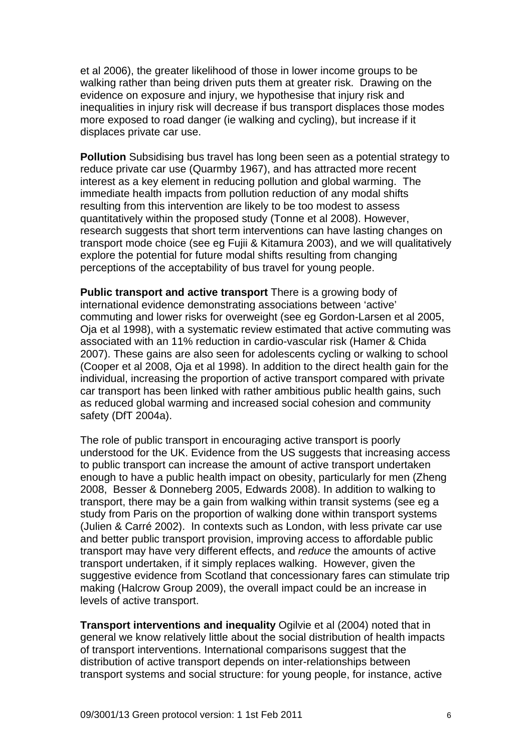et al 2006), the greater likelihood of those in lower income groups to be walking rather than being driven puts them at greater risk. Drawing on the evidence on exposure and injury, we hypothesise that injury risk and inequalities in injury risk will decrease if bus transport displaces those modes more exposed to road danger (ie walking and cycling), but increase if it displaces private car use.

**Pollution** Subsidising bus travel has long been seen as a potential strategy to reduce private car use (Quarmby 1967), and has attracted more recent interest as a key element in reducing pollution and global warming. The immediate health impacts from pollution reduction of any modal shifts resulting from this intervention are likely to be too modest to assess quantitatively within the proposed study (Tonne et al 2008). However, research suggests that short term interventions can have lasting changes on transport mode choice (see eg Fujii & Kitamura 2003), and we will qualitatively explore the potential for future modal shifts resulting from changing perceptions of the acceptability of bus travel for young people.

**Public transport and active transport** There is a growing body of international evidence demonstrating associations between 'active' commuting and lower risks for overweight (see eg Gordon-Larsen et al 2005, Oja et al 1998), with a systematic review estimated that active commuting was associated with an 11% reduction in cardio-vascular risk (Hamer & Chida 2007). These gains are also seen for adolescents cycling or walking to school (Cooper et al 2008, Oja et al 1998). In addition to the direct health gain for the individual, increasing the proportion of active transport compared with private car transport has been linked with rather ambitious public health gains, such as reduced global warming and increased social cohesion and community safety (DfT 2004a).

The role of public transport in encouraging active transport is poorly understood for the UK. Evidence from the US suggests that increasing access to public transport can increase the amount of active transport undertaken enough to have a public health impact on obesity, particularly for men (Zheng 2008, Besser & Donneberg 2005, Edwards 2008). In addition to walking to transport, there may be a gain from walking within transit systems (see eg a study from Paris on the proportion of walking done within transport systems (Julien & Carré 2002). In contexts such as London, with less private car use and better public transport provision, improving access to affordable public transport may have very different effects, and *reduce* the amounts of active transport undertaken, if it simply replaces walking. However, given the suggestive evidence from Scotland that concessionary fares can stimulate trip making (Halcrow Group 2009), the overall impact could be an increase in levels of active transport.

**Transport interventions and inequality** Ogilvie et al (2004) noted that in general we know relatively little about the social distribution of health impacts of transport interventions. International comparisons suggest that the distribution of active transport depends on inter-relationships between transport systems and social structure: for young people, for instance, active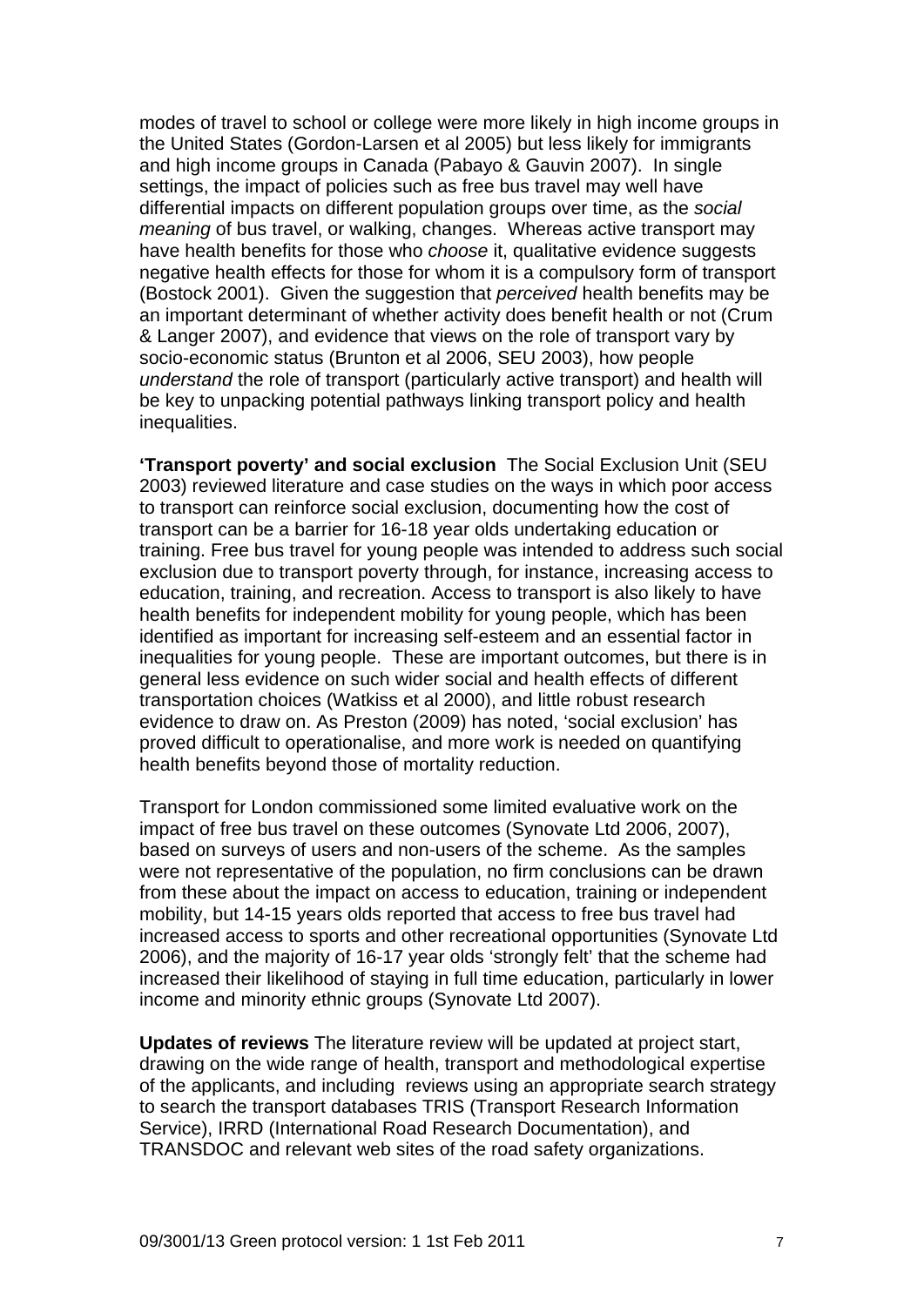modes of travel to school or college were more likely in high income groups in the United States (Gordon-Larsen et al 2005) but less likely for immigrants and high income groups in Canada (Pabayo & Gauvin 2007). In single settings, the impact of policies such as free bus travel may well have differential impacts on different population groups over time, as the *social meaning* of bus travel, or walking, changes. Whereas active transport may have health benefits for those who *choose* it, qualitative evidence suggests negative health effects for those for whom it is a compulsory form of transport (Bostock 2001). Given the suggestion that *perceived* health benefits may be an important determinant of whether activity does benefit health or not (Crum & Langer 2007), and evidence that views on the role of transport vary by socio-economic status (Brunton et al 2006, SEU 2003), how people *understand* the role of transport (particularly active transport) and health will be key to unpacking potential pathways linking transport policy and health inequalities.

**'Transport poverty' and social exclusion** The Social Exclusion Unit (SEU 2003) reviewed literature and case studies on the ways in which poor access to transport can reinforce social exclusion, documenting how the cost of transport can be a barrier for 16-18 year olds undertaking education or training. Free bus travel for young people was intended to address such social exclusion due to transport poverty through, for instance, increasing access to education, training, and recreation. Access to transport is also likely to have health benefits for independent mobility for young people, which has been identified as important for increasing self-esteem and an essential factor in inequalities for young people. These are important outcomes, but there is in general less evidence on such wider social and health effects of different transportation choices (Watkiss et al 2000), and little robust research evidence to draw on. As Preston (2009) has noted, 'social exclusion' has proved difficult to operationalise, and more work is needed on quantifying health benefits beyond those of mortality reduction.

Transport for London commissioned some limited evaluative work on the impact of free bus travel on these outcomes (Synovate Ltd 2006, 2007), based on surveys of users and non-users of the scheme. As the samples were not representative of the population, no firm conclusions can be drawn from these about the impact on access to education, training or independent mobility, but 14-15 years olds reported that access to free bus travel had increased access to sports and other recreational opportunities (Synovate Ltd 2006), and the majority of 16-17 year olds 'strongly felt' that the scheme had increased their likelihood of staying in full time education, particularly in lower income and minority ethnic groups (Synovate Ltd 2007).

**Updates of reviews** The literature review will be updated at project start, drawing on the wide range of health, transport and methodological expertise of the applicants, and including reviews using an appropriate search strategy to search the transport databases TRIS (Transport Research Information Service), IRRD (International Road Research Documentation), and TRANSDOC and relevant web sites of the road safety organizations.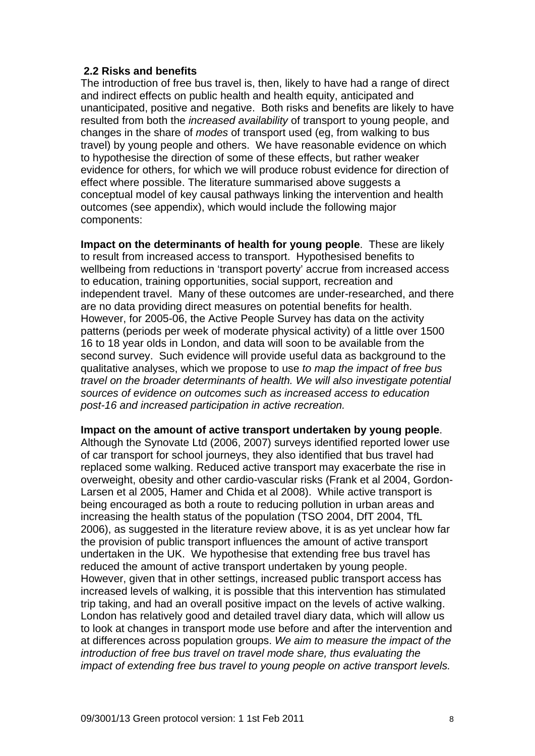## 2.2 Risks and benefits

The introduction of free bus travel is, then, likely to have had a range of direct and indirect effects on public health and health equity, anticipated and unanticipated, positive and negative. Both risks and benefits are likely to have resulted from both the *increased availability* of transport to young people, and changes in the share of *modes* of transport used (eg, from walking to bus travel) by young people and others. We have reasonable evidence on which to hypothesise the direction of some of these effects, but rather weaker evidence for others, for which we will produce robust evidence for direction of effect where possible. The literature summarised above suggests a conceptual model of key causal pathways linking the intervention and health outcomes (see appendix), which would include the following major components:

**Impact on the determinants of health for young people**. These are likely to result from increased access to transport. Hypothesised benefits to wellbeing from reductions in 'transport poverty' accrue from increased access to education, training opportunities, social support, recreation and independent travel. Many of these outcomes are under-researched, and there are no data providing direct measures on potential benefits for health. However, for 2005-06, the Active People Survey has data on the activity patterns (periods per week of moderate physical activity) of a little over 1500 16 to 18 year olds in London, and data will soon to be available from the second survey. Such evidence will provide useful data as background to the qualitative analyses, which we propose to use *to map the impact of free bus travel on the broader determinants of health. We will also investigate potential sources of evidence on outcomes such as increased access to education post-16 and increased participation in active recreation.*

**Impact on the amount of active transport undertaken by young people**. Although the Synovate Ltd (2006, 2007) surveys identified reported lower use of car transport for school journeys, they also identified that bus travel had replaced some walking. Reduced active transport may exacerbate the rise in overweight, obesity and other cardio-vascular risks (Frank et al 2004, Gordon-Larsen et al 2005, Hamer and Chida et al 2008). While active transport is being encouraged as both a route to reducing pollution in urban areas and increasing the health status of the population (TSO 2004, DfT 2004, TfL 2006), as suggested in the literature review above, it is as yet unclear how far the provision of public transport influences the amount of active transport undertaken in the UK. We hypothesise that extending free bus travel has reduced the amount of active transport undertaken by young people. However, given that in other settings, increased public transport access has increased levels of walking, it is possible that this intervention has stimulated trip taking, and had an overall positive impact on the levels of active walking. London has relatively good and detailed travel diary data, which will allow us to look at changes in transport mode use before and after the intervention and at differences across population groups. *We aim to measure the impact of the introduction of free bus travel on travel mode share, thus evaluating the impact of extending free bus travel to young people on active transport levels.*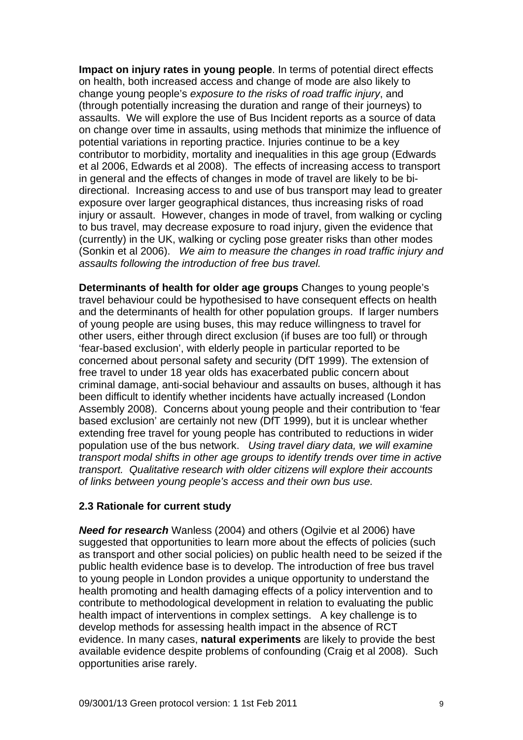**Impact on injury rates in young people**. In terms of potential direct effects on health, both increased access and change of mode are also likely to change young people's *exposure to the risks of road traffic injury*, and (through potentially increasing the duration and range of their journeys) to assaults. We will explore the use of Bus Incident reports as a source of data on change over time in assaults, using methods that minimize the influence of potential variations in reporting practice. Injuries continue to be a key contributor to morbidity, mortality and inequalities in this age group (Edwards et al 2006, Edwards et al 2008). The effects of increasing access to transport in general and the effects of changes in mode of travel are likely to be bi-directional. Increasing access to and use of bus transport may lead to greater exposure over larger geographical distances, thus increasing risks of road injury or assault. However, changes in mode of travel, from walking or cycling to bus travel, may decrease exposure to road injury, given the evidence that (currently) in the UK, walking or cycling pose greater risks than other modes (Sonkin et al 2006). *We aim to measure the changes in road traffic injury and assaults following the introduction of free bus travel.*

**Determinants of health for older age groups** Changes to young people's travel behaviour could be hypothesised to have consequent effects on health and the determinants of health for other population groups. If larger numbers of young people are using buses, this may reduce willingness to travel for other users, either through direct exclusion (if buses are too full) or through 'fear-based exclusion', with elderly people in particular reported to be concerned about personal safety and security (DfT 1999). The extension of free travel to under 18 year olds has exacerbated public concern about criminal damage, anti-social behaviour and assaults on buses, although it has been difficult to identify whether incidents have actually increased (London Assembly 2008). Concerns about young people and their contribution to 'fear based exclusion' are certainly not new (DfT 1999), but it is unclear whether extending free travel for young people has contributed to reductions in wider population use of the bus network. *Using travel diary data, we will examine transport modal shifts in other age groups to identify trends over time in active transport. Qualitative research with older citizens will explore their accounts of links between young people's access and their own bus use.*

### 2.3 Rationale for current study

***Need for research*** Wanless (2004) and others (Ogilvie et al 2006) have suggested that opportunities to learn more about the effects of policies (such as transport and other social policies) on public health need to be seized if the public health evidence base is to develop. The introduction of free bus travel to young people in London provides a unique opportunity to understand the health promoting and health damaging effects of a policy intervention and to contribute to methodological development in relation to evaluating the public health impact of interventions in complex settings. A key challenge is to develop methods for assessing health impact in the absence of RCT evidence. In many cases, **natural experiments** are likely to provide the best available evidence despite problems of confounding (Craig et al 2008). Such opportunities arise rarely.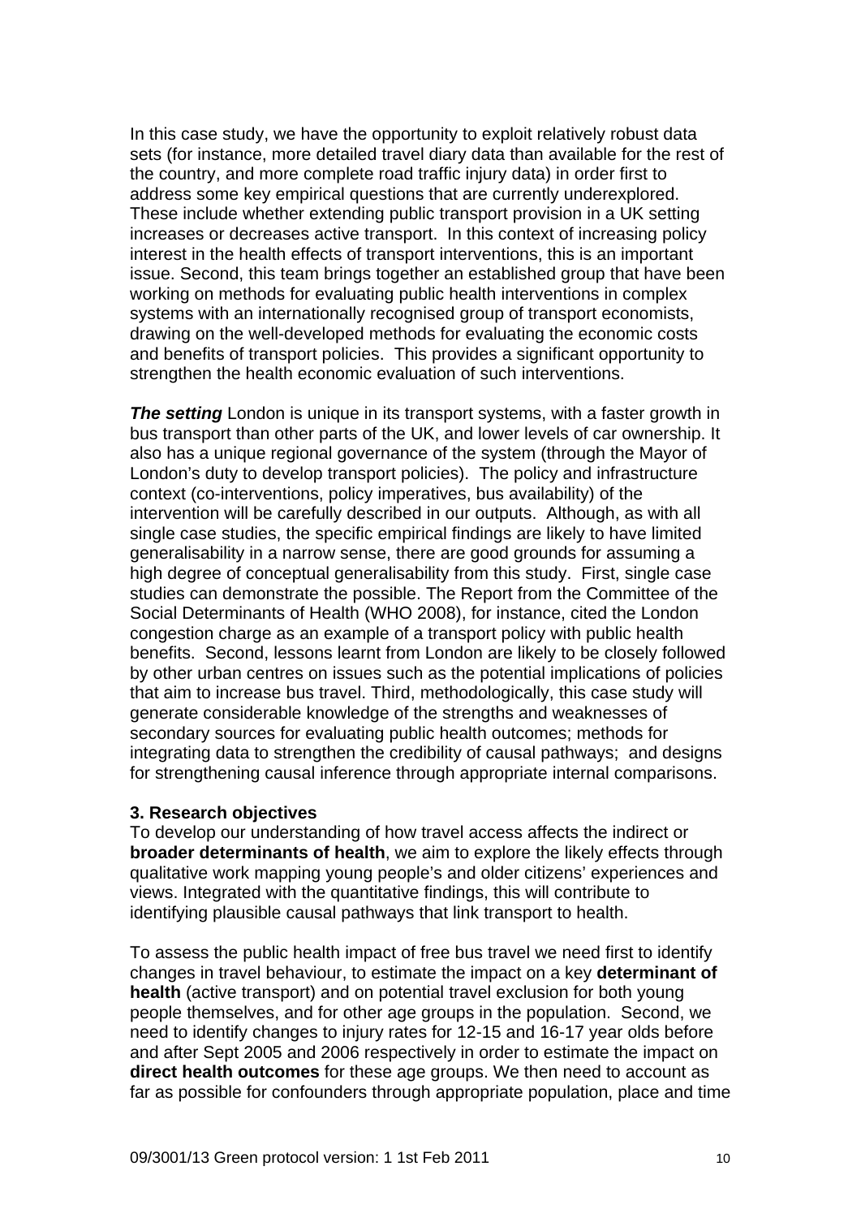In this case study, we have the opportunity to exploit relatively robust data sets (for instance, more detailed travel diary data than available for the rest of the country, and more complete road traffic injury data) in order first to address some key empirical questions that are currently underexplored. These include whether extending public transport provision in a UK setting increases or decreases active transport. In this context of increasing policy interest in the health effects of transport interventions, this is an important issue. Second, this team brings together an established group that have been working on methods for evaluating public health interventions in complex systems with an internationally recognised group of transport economists, drawing on the well-developed methods for evaluating the economic costs and benefits of transport policies. This provides a significant opportunity to strengthen the health economic evaluation of such interventions.

***The setting*** London is unique in its transport systems, with a faster growth in bus transport than other parts of the UK, and lower levels of car ownership. It also has a unique regional governance of the system (through the Mayor of London's duty to develop transport policies). The policy and infrastructure context (co-interventions, policy imperatives, bus availability) of the intervention will be carefully described in our outputs. Although, as with all single case studies, the specific empirical findings are likely to have limited generalisability in a narrow sense, there are good grounds for assuming a high degree of conceptual generalisability from this study. First, single case studies can demonstrate the possible. The Report from the Committee of the Social Determinants of Health (WHO 2008), for instance, cited the London congestion charge as an example of a transport policy with public health benefits. Second, lessons learnt from London are likely to be closely followed by other urban centres on issues such as the potential implications of policies that aim to increase bus travel. Third, methodologically, this case study will generate considerable knowledge of the strengths and weaknesses of secondary sources for evaluating public health outcomes; methods for integrating data to strengthen the credibility of causal pathways; and designs for strengthening causal inference through appropriate internal comparisons.

### 3. Research objectives

To develop our understanding of how travel access affects the indirect or **broader determinants of health**, we aim to explore the likely effects through qualitative work mapping young people's and older citizens' experiences and views. Integrated with the quantitative findings, this will contribute to identifying plausible causal pathways that link transport to health.

To assess the public health impact of free bus travel we need first to identify changes in travel behaviour, to estimate the impact on a key **determinant of health** (active transport) and on potential travel exclusion for both young people themselves, and for other age groups in the population. Second, we need to identify changes to injury rates for 12-15 and 16-17 year olds before and after Sept 2005 and 2006 respectively in order to estimate the impact on **direct health outcomes** for these age groups. We then need to account as far as possible for confounders through appropriate population, place and time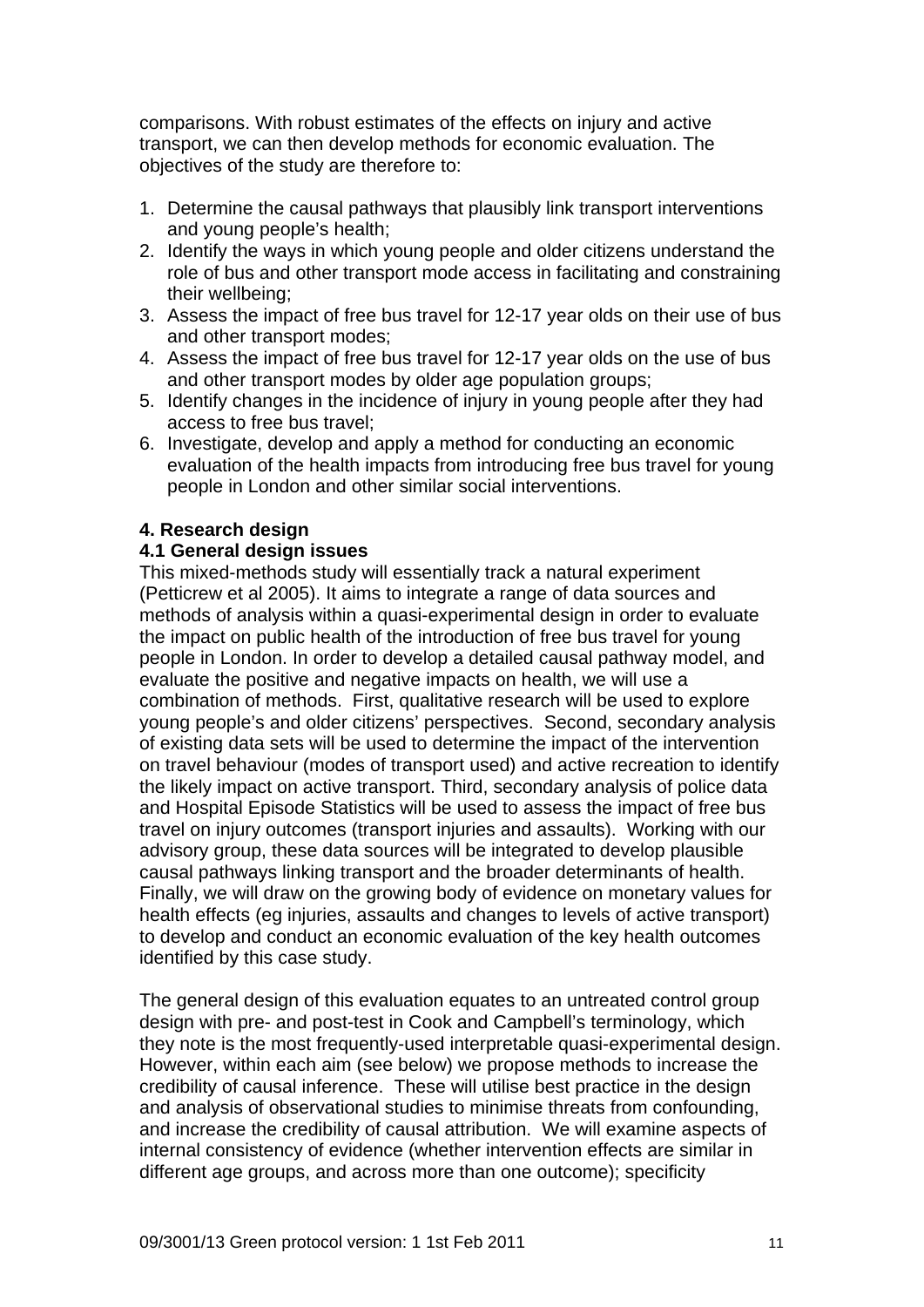comparisons. With robust estimates of the effects on injury and active transport, we can then develop methods for economic evaluation. The objectives of the study are therefore to:

1. Determine the causal pathways that plausibly link transport interventions and young people's health;
2. Identify the ways in which young people and older citizens understand the role of bus and other transport mode access in facilitating and constraining their wellbeing;
3. Assess the impact of free bus travel for 12-17 year olds on their use of bus and other transport modes;
4. Assess the impact of free bus travel for 12-17 year olds on the use of bus and other transport modes by older age population groups;
5. Identify changes in the incidence of injury in young people after they had access to free bus travel;
6. Investigate, develop and apply a method for conducting an economic evaluation of the health impacts from introducing free bus travel for young people in London and other similar social interventions.

## 4. Research design

### 4.1 General design issues

This mixed-methods study will essentially track a natural experiment (Petticrew et al 2005). It aims to integrate a range of data sources and methods of analysis within a quasi-experimental design in order to evaluate the impact on public health of the introduction of free bus travel for young people in London. In order to develop a detailed causal pathway model, and evaluate the positive and negative impacts on health, we will use a combination of methods. First, qualitative research will be used to explore young people's and older citizens' perspectives. Second, secondary analysis of existing data sets will be used to determine the impact of the intervention on travel behaviour (modes of transport used) and active recreation to identify the likely impact on active transport. Third, secondary analysis of police data and Hospital Episode Statistics will be used to assess the impact of free bus travel on injury outcomes (transport injuries and assaults). Working with our advisory group, these data sources will be integrated to develop plausible causal pathways linking transport and the broader determinants of health. Finally, we will draw on the growing body of evidence on monetary values for health effects (eg injuries, assaults and changes to levels of active transport) to develop and conduct an economic evaluation of the key health outcomes identified by this case study.

The general design of this evaluation equates to an untreated control group design with pre- and post-test in Cook and Campbell's terminology, which they note is the most frequently-used interpretable quasi-experimental design. However, within each aim (see below) we propose methods to increase the credibility of causal inference. These will utilise best practice in the design and analysis of observational studies to minimise threats from confounding, and increase the credibility of causal attribution. We will examine aspects of internal consistency of evidence (whether intervention effects are similar in different age groups, and across more than one outcome); specificity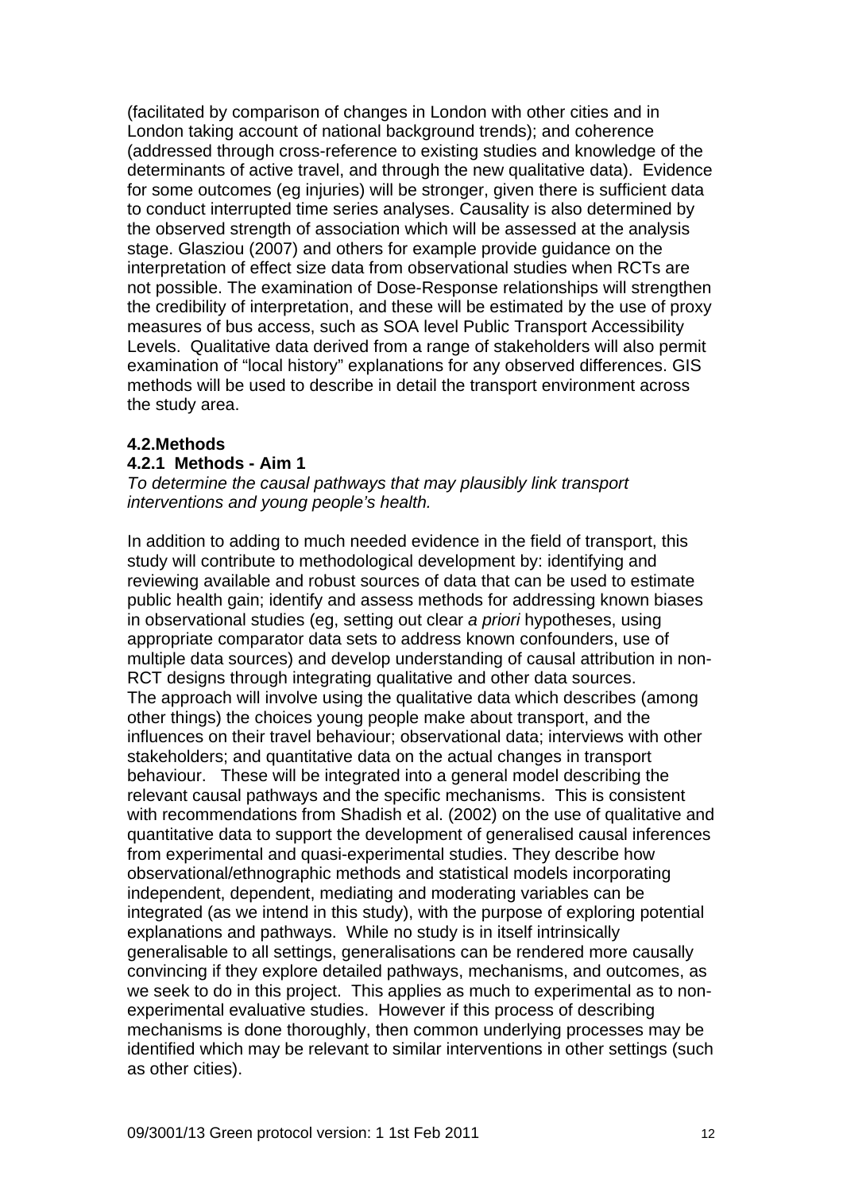(facilitated by comparison of changes in London with other cities and in London taking account of national background trends); and coherence (addressed through cross-reference to existing studies and knowledge of the determinants of active travel, and through the new qualitative data). Evidence for some outcomes (eg injuries) will be stronger, given there is sufficient data to conduct interrupted time series analyses. Causality is also determined by the observed strength of association which will be assessed at the analysis stage. Glasziou (2007) and others for example provide guidance on the interpretation of effect size data from observational studies when RCTs are not possible. The examination of Dose-Response relationships will strengthen the credibility of interpretation, and these will be estimated by the use of proxy measures of bus access, such as SOA level Public Transport Accessibility Levels. Qualitative data derived from a range of stakeholders will also permit examination of "local history" explanations for any observed differences. GIS methods will be used to describe in detail the transport environment across the study area.

## 4.2.Methods

### 4.2.1 Methods - Aim 1

*To determine the causal pathways that may plausibly link transport interventions and young people's health.*

In addition to adding to much needed evidence in the field of transport, this study will contribute to methodological development by: identifying and reviewing available and robust sources of data that can be used to estimate public health gain; identify and assess methods for addressing known biases in observational studies (eg, setting out clear *a priori* hypotheses, using appropriate comparator data sets to address known confounders, use of multiple data sources) and develop understanding of causal attribution in non-RCT designs through integrating qualitative and other data sources.
The approach will involve using the qualitative data which describes (among other things) the choices young people make about transport, and the influences on their travel behaviour; observational data; interviews with other stakeholders; and quantitative data on the actual changes in transport behaviour. These will be integrated into a general model describing the relevant causal pathways and the specific mechanisms. This is consistent with recommendations from Shadish et al. (2002) on the use of qualitative and quantitative data to support the development of generalised causal inferences from experimental and quasi-experimental studies. They describe how observational/ethnographic methods and statistical models incorporating independent, dependent, mediating and moderating variables can be integrated (as we intend in this study), with the purpose of exploring potential explanations and pathways. While no study is in itself intrinsically generalisable to all settings, generalisations can be rendered more causally convincing if they explore detailed pathways, mechanisms, and outcomes, as we seek to do in this project. This applies as much to experimental as to non-experimental evaluative studies. However if this process of describing mechanisms is done thoroughly, then common underlying processes may be identified which may be relevant to similar interventions in other settings (such as other cities).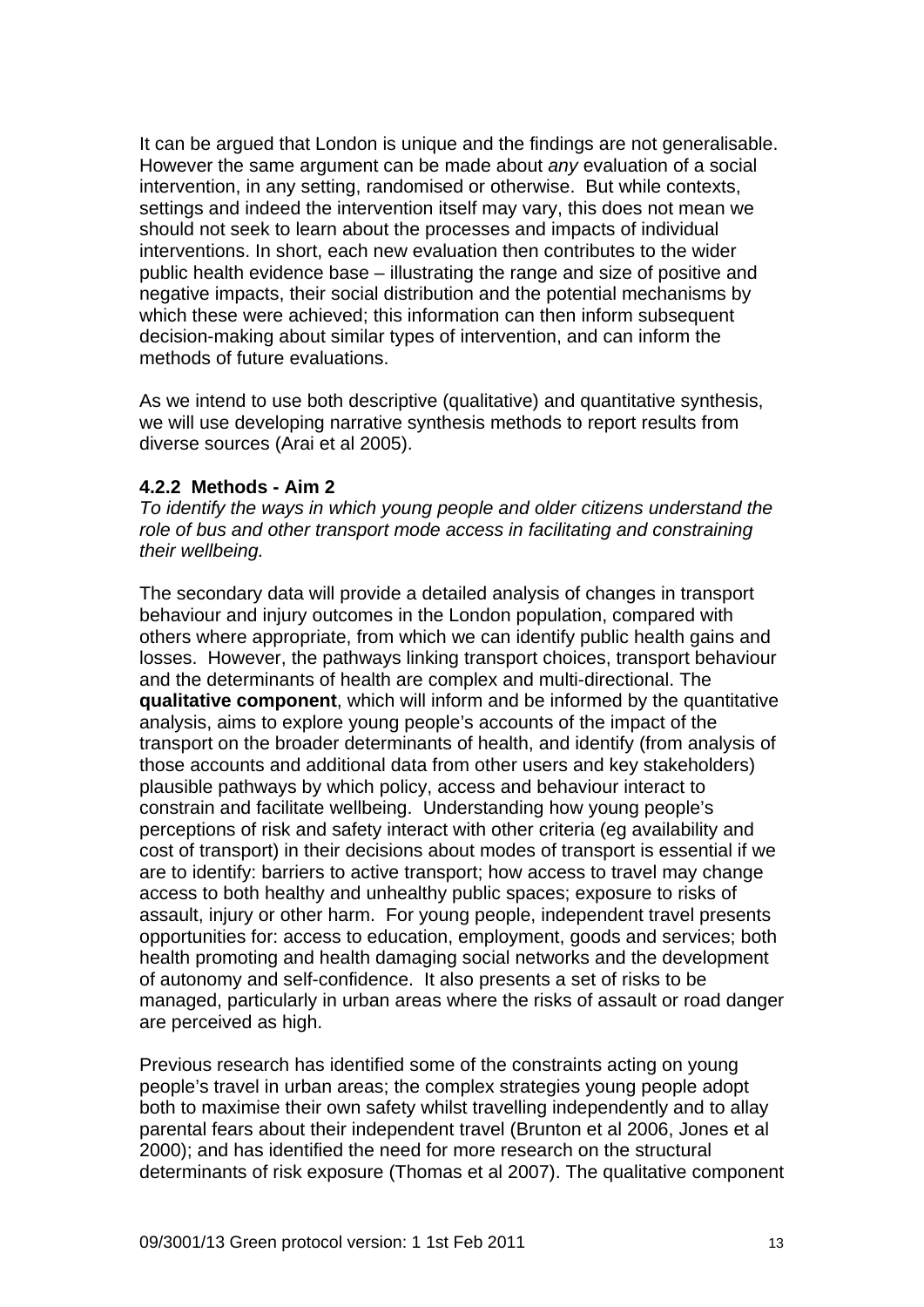It can be argued that London is unique and the findings are not generalisable. However the same argument can be made about *any* evaluation of a social intervention, in any setting, randomised or otherwise. But while contexts, settings and indeed the intervention itself may vary, this does not mean we should not seek to learn about the processes and impacts of individual interventions. In short, each new evaluation then contributes to the wider public health evidence base – illustrating the range and size of positive and negative impacts, their social distribution and the potential mechanisms by which these were achieved; this information can then inform subsequent decision-making about similar types of intervention, and can inform the methods of future evaluations.

As we intend to use both descriptive (qualitative) and quantitative synthesis, we will use developing narrative synthesis methods to report results from diverse sources (Arai et al 2005).

#### 4.2.2 Methods - Aim 2

*To identify the ways in which young people and older citizens understand the role of bus and other transport mode access in facilitating and constraining their wellbeing.*

The secondary data will provide a detailed analysis of changes in transport behaviour and injury outcomes in the London population, compared with others where appropriate, from which we can identify public health gains and losses. However, the pathways linking transport choices, transport behaviour and the determinants of health are complex and multi-directional. The **qualitative component**, which will inform and be informed by the quantitative analysis, aims to explore young people's accounts of the impact of the transport on the broader determinants of health, and identify (from analysis of those accounts and additional data from other users and key stakeholders) plausible pathways by which policy, access and behaviour interact to constrain and facilitate wellbeing. Understanding how young people's perceptions of risk and safety interact with other criteria (eg availability and cost of transport) in their decisions about modes of transport is essential if we are to identify: barriers to active transport; how access to travel may change access to both healthy and unhealthy public spaces; exposure to risks of assault, injury or other harm. For young people, independent travel presents opportunities for: access to education, employment, goods and services; both health promoting and health damaging social networks and the development of autonomy and self-confidence. It also presents a set of risks to be managed, particularly in urban areas where the risks of assault or road danger are perceived as high.

Previous research has identified some of the constraints acting on young people's travel in urban areas; the complex strategies young people adopt both to maximise their own safety whilst travelling independently and to allay parental fears about their independent travel (Brunton et al 2006, Jones et al 2000); and has identified the need for more research on the structural determinants of risk exposure (Thomas et al 2007). The qualitative component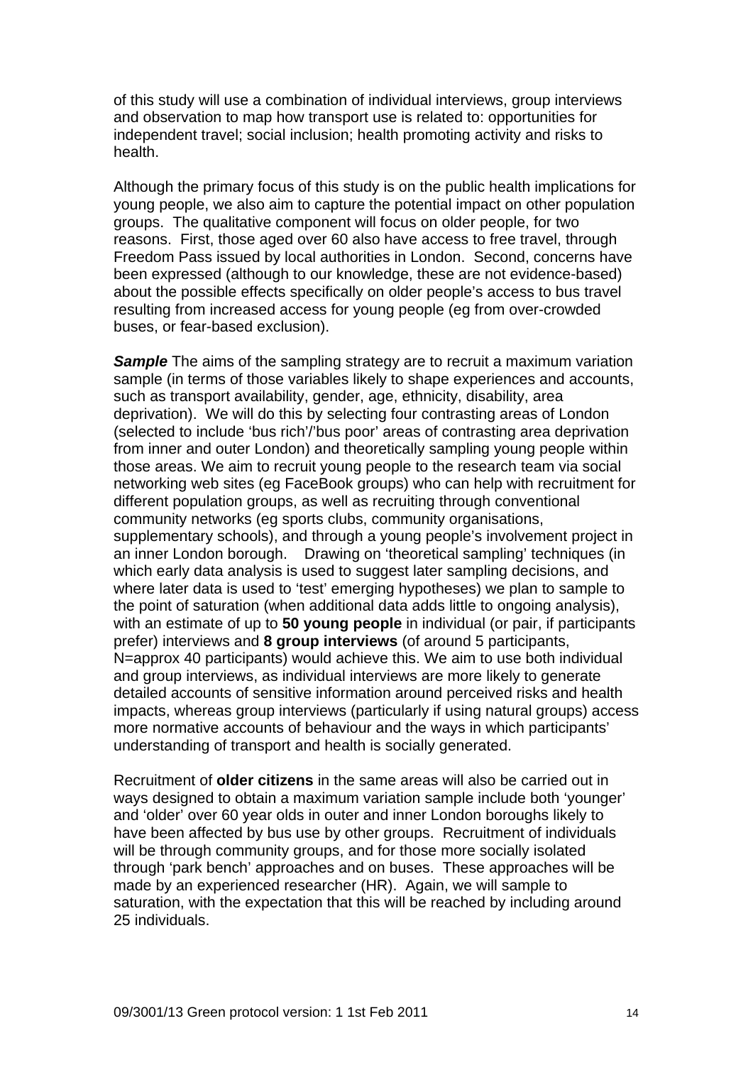of this study will use a combination of individual interviews, group interviews and observation to map how transport use is related to: opportunities for independent travel; social inclusion; health promoting activity and risks to health.

Although the primary focus of this study is on the public health implications for young people, we also aim to capture the potential impact on other population groups. The qualitative component will focus on older people, for two reasons. First, those aged over 60 also have access to free travel, through Freedom Pass issued by local authorities in London. Second, concerns have been expressed (although to our knowledge, these are not evidence-based) about the possible effects specifically on older people's access to bus travel resulting from increased access for young people (eg from over-crowded buses, or fear-based exclusion).

***Sample*** The aims of the sampling strategy are to recruit a maximum variation sample (in terms of those variables likely to shape experiences and accounts, such as transport availability, gender, age, ethnicity, disability, area deprivation). We will do this by selecting four contrasting areas of London (selected to include 'bus rich'/'bus poor' areas of contrasting area deprivation from inner and outer London) and theoretically sampling young people within those areas. We aim to recruit young people to the research team via social networking web sites (eg FaceBook groups) who can help with recruitment for different population groups, as well as recruiting through conventional community networks (eg sports clubs, community organisations, supplementary schools), and through a young people's involvement project in an inner London borough. Drawing on 'theoretical sampling' techniques (in which early data analysis is used to suggest later sampling decisions, and where later data is used to 'test' emerging hypotheses) we plan to sample to the point of saturation (when additional data adds little to ongoing analysis), with an estimate of up to **50 young people** in individual (or pair, if participants prefer) interviews and **8 group interviews** (of around 5 participants, N=approx 40 participants) would achieve this. We aim to use both individual and group interviews, as individual interviews are more likely to generate detailed accounts of sensitive information around perceived risks and health impacts, whereas group interviews (particularly if using natural groups) access more normative accounts of behaviour and the ways in which participants' understanding of transport and health is socially generated.

Recruitment of **older citizens** in the same areas will also be carried out in ways designed to obtain a maximum variation sample include both 'younger' and 'older' over 60 year olds in outer and inner London boroughs likely to have been affected by bus use by other groups. Recruitment of individuals will be through community groups, and for those more socially isolated through 'park bench' approaches and on buses. These approaches will be made by an experienced researcher (HR). Again, we will sample to saturation, with the expectation that this will be reached by including around 25 individuals.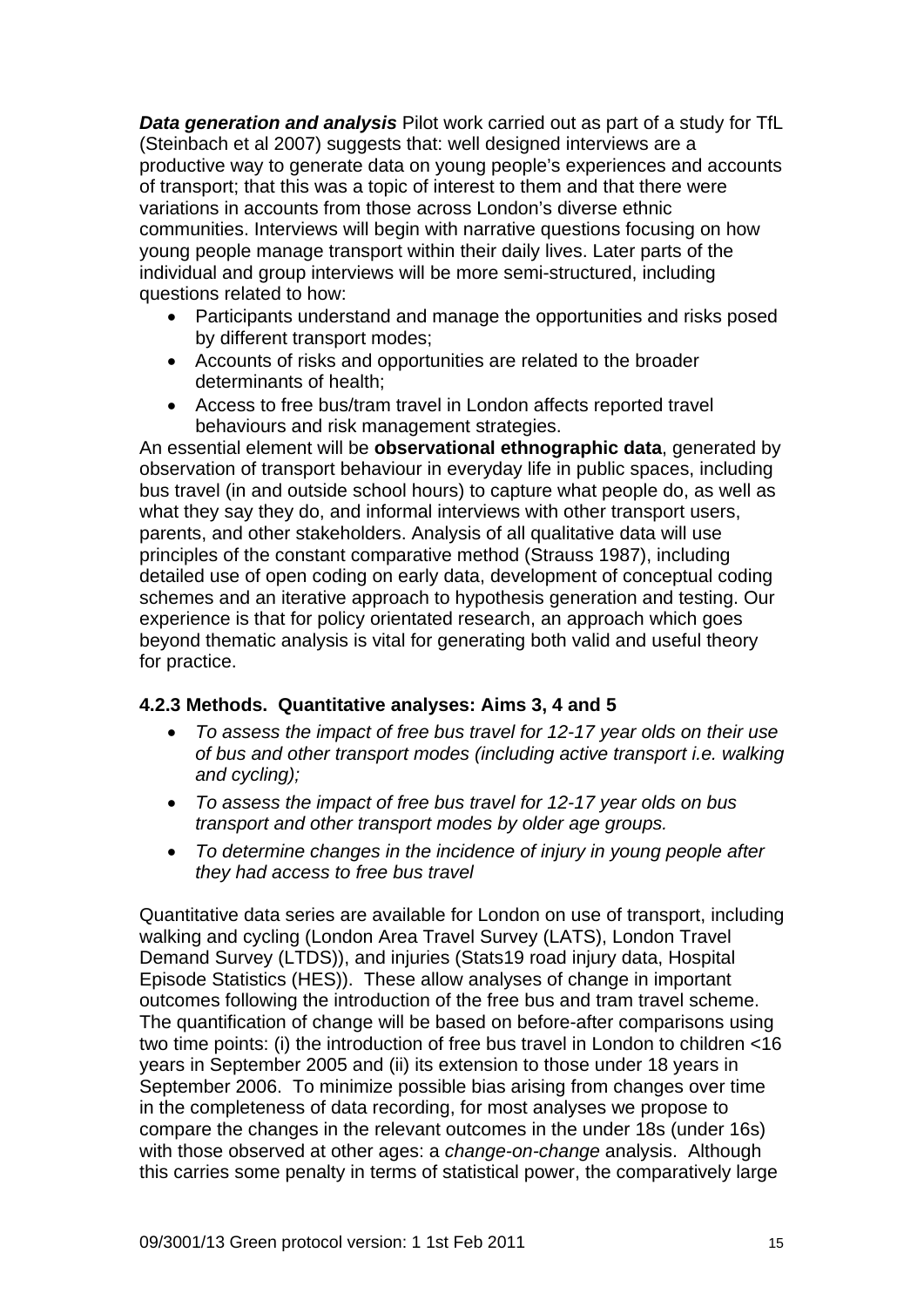***Data generation and analysis*** Pilot work carried out as part of a study for TfL (Steinbach et al 2007) suggests that: well designed interviews are a productive way to generate data on young people's experiences and accounts of transport; that this was a topic of interest to them and that there were variations in accounts from those across London's diverse ethnic communities. Interviews will begin with narrative questions focusing on how young people manage transport within their daily lives. Later parts of the individual and group interviews will be more semi-structured, including questions related to how:

- Participants understand and manage the opportunities and risks posed by different transport modes;
- Accounts of risks and opportunities are related to the broader determinants of health;
- Access to free bus/tram travel in London affects reported travel behaviours and risk management strategies.

An essential element will be **observational ethnographic data**, generated by observation of transport behaviour in everyday life in public spaces, including bus travel (in and outside school hours) to capture what people do, as well as what they say they do, and informal interviews with other transport users, parents, and other stakeholders. Analysis of all qualitative data will use principles of the constant comparative method (Strauss 1987), including detailed use of open coding on early data, development of conceptual coding schemes and an iterative approach to hypothesis generation and testing. Our experience is that for policy orientated research, an approach which goes beyond thematic analysis is vital for generating both valid and useful theory for practice.

### 4.2.3 Methods. Quantitative analyses: Aims 3, 4 and 5

- *To assess the impact of free bus travel for 12-17 year olds on their use of bus and other transport modes (including active transport i.e. walking and cycling);*
- *To assess the impact of free bus travel for 12-17 year olds on bus transport and other transport modes by older age groups.*
- *To determine changes in the incidence of injury in young people after they had access to free bus travel*

Quantitative data series are available for London on use of transport, including walking and cycling (London Area Travel Survey (LATS), London Travel Demand Survey (LTDS)), and injuries (Stats19 road injury data, Hospital Episode Statistics (HES)). These allow analyses of change in important outcomes following the introduction of the free bus and tram travel scheme. The quantification of change will be based on before-after comparisons using two time points: (i) the introduction of free bus travel in London to children <16 years in September 2005 and (ii) its extension to those under 18 years in September 2006. To minimize possible bias arising from changes over time in the completeness of data recording, for most analyses we propose to compare the changes in the relevant outcomes in the under 18s (under 16s) with those observed at other ages: a *change-on-change* analysis. Although this carries some penalty in terms of statistical power, the comparatively large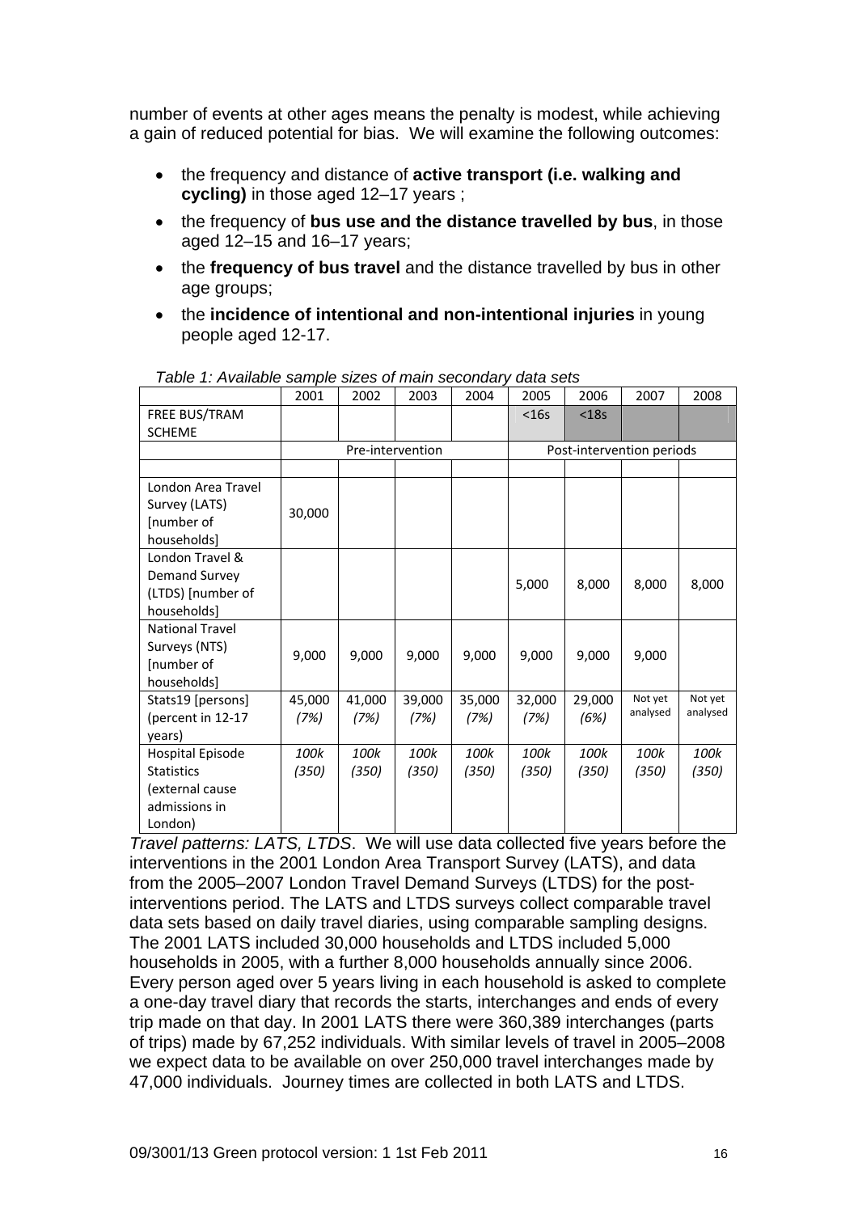number of events at other ages means the penalty is modest, while achieving a gain of reduced potential for bias. We will examine the following outcomes:

- the frequency and distance of **active transport (i.e. walking and cycling)** in those aged 12–17 years ;
- the frequency of **bus use and the distance travelled by bus**, in those aged 12–15 and 16–17 years;
- the **frequency of bus travel** and the distance travelled by bus in other age groups;
- the **incidence of intentional and non-intentional injuries** in young people aged 12-17.

*Table 1: Available sample sizes of main secondary data sets*

| | 2001 | 2002 | 2003 | 2004 | 2005 | 2006 | 2007 | 2008 |
|---|---|---|---|---|---|---|---|---|
| FREE BUS/TRAM SCHEME | | | | | <16s | <18s | | |
| | Pre-intervention | | | | Post-intervention periods | | | |
| | | | | | | | | |
| London Area Travel Survey (LATS) [number of households] | 30,000 | | | | | | | |
| London Travel & Demand Survey (LTDS) [number of households] | | | | | 5,000 | 8,000 | 8,000 | 8,000 |
| National Travel Surveys (NTS) [number of households] | 9,000 | 9,000 | 9,000 | 9,000 | 9,000 | 9,000 | 9,000 | |
| Stats19 [persons] (percent in 12-17 years) | 45,000 *(7%)* | 41,000 *(7%)* | 39,000 *(7%)* | 35,000 *(7%)* | 32,000 *(7%)* | 29,000 *(6%)* | Not yet analysed | Not yet analysed |
| Hospital Episode Statistics (external cause admissions in London) | *100k (350)* | *100k (350)* | *100k (350)* | *100k (350)* | *100k (350)* | *100k (350)* | *100k (350)* | *100k (350)* |

*Travel patterns: LATS, LTDS*. We will use data collected five years before the interventions in the 2001 London Area Transport Survey (LATS), and data from the 2005–2007 London Travel Demand Surveys (LTDS) for the post-interventions period. The LATS and LTDS surveys collect comparable travel data sets based on daily travel diaries, using comparable sampling designs. The 2001 LATS included 30,000 households and LTDS included 5,000 households in 2005, with a further 8,000 households annually since 2006. Every person aged over 5 years living in each household is asked to complete a one-day travel diary that records the starts, interchanges and ends of every trip made on that day. In 2001 LATS there were 360,389 interchanges (parts of trips) made by 67,252 individuals. With similar levels of travel in 2005–2008 we expect data to be available on over 250,000 travel interchanges made by 47,000 individuals. Journey times are collected in both LATS and LTDS.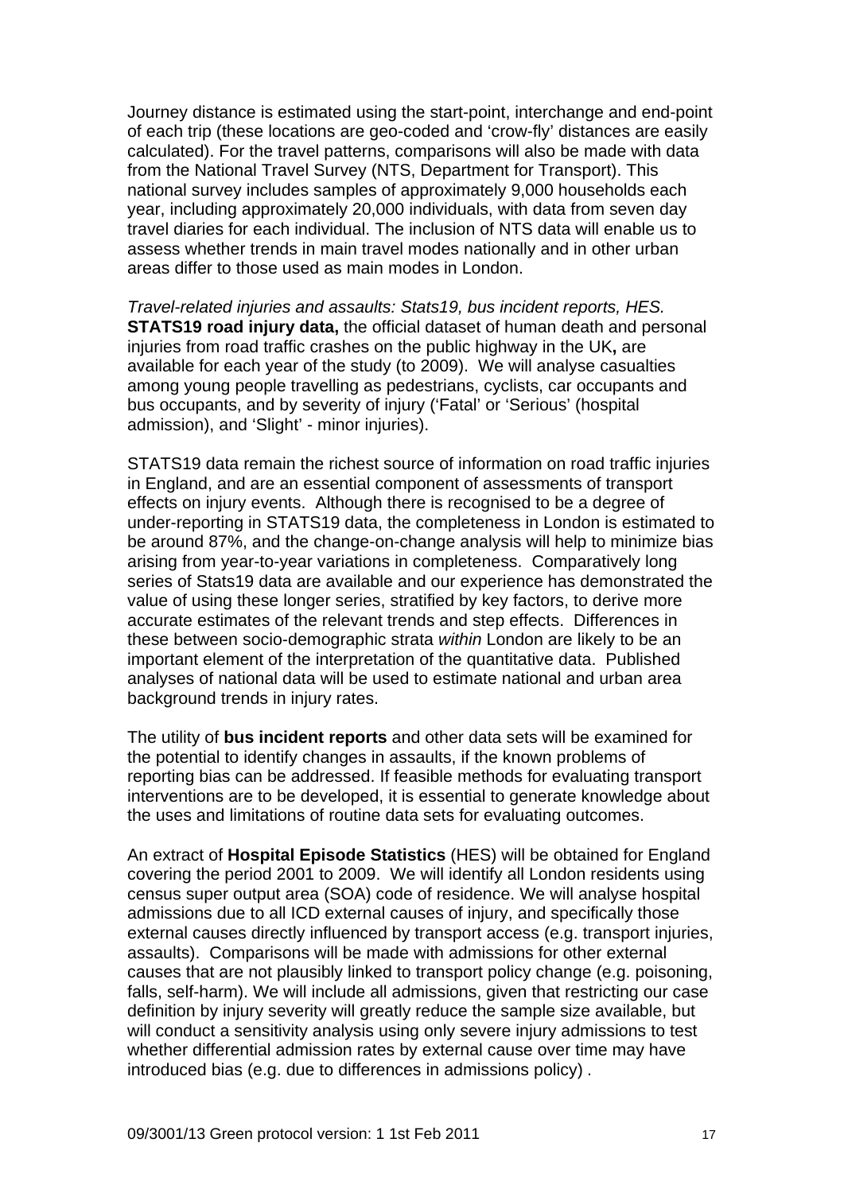Journey distance is estimated using the start-point, interchange and end-point of each trip (these locations are geo-coded and 'crow-fly' distances are easily calculated). For the travel patterns, comparisons will also be made with data from the National Travel Survey (NTS, Department for Transport). This national survey includes samples of approximately 9,000 households each year, including approximately 20,000 individuals, with data from seven day travel diaries for each individual. The inclusion of NTS data will enable us to assess whether trends in main travel modes nationally and in other urban areas differ to those used as main modes in London.

*Travel-related injuries and assaults: Stats19, bus incident reports, HES.*
**STATS19 road injury data,** the official dataset of human death and personal injuries from road traffic crashes on the public highway in the UK**,** are available for each year of the study (to 2009). We will analyse casualties among young people travelling as pedestrians, cyclists, car occupants and bus occupants, and by severity of injury ('Fatal' or 'Serious' (hospital admission), and 'Slight' - minor injuries).

STATS19 data remain the richest source of information on road traffic injuries in England, and are an essential component of assessments of transport effects on injury events. Although there is recognised to be a degree of under-reporting in STATS19 data, the completeness in London is estimated to be around 87%, and the change-on-change analysis will help to minimize bias arising from year-to-year variations in completeness. Comparatively long series of Stats19 data are available and our experience has demonstrated the value of using these longer series, stratified by key factors, to derive more accurate estimates of the relevant trends and step effects. Differences in these between socio-demographic strata *within* London are likely to be an important element of the interpretation of the quantitative data. Published analyses of national data will be used to estimate national and urban area background trends in injury rates.

The utility of **bus incident reports** and other data sets will be examined for the potential to identify changes in assaults, if the known problems of reporting bias can be addressed. If feasible methods for evaluating transport interventions are to be developed, it is essential to generate knowledge about the uses and limitations of routine data sets for evaluating outcomes.

An extract of **Hospital Episode Statistics** (HES) will be obtained for England covering the period 2001 to 2009. We will identify all London residents using census super output area (SOA) code of residence. We will analyse hospital admissions due to all ICD external causes of injury, and specifically those external causes directly influenced by transport access (e.g. transport injuries, assaults). Comparisons will be made with admissions for other external causes that are not plausibly linked to transport policy change (e.g. poisoning, falls, self-harm). We will include all admissions, given that restricting our case definition by injury severity will greatly reduce the sample size available, but will conduct a sensitivity analysis using only severe injury admissions to test whether differential admission rates by external cause over time may have introduced bias (e.g. due to differences in admissions policy) .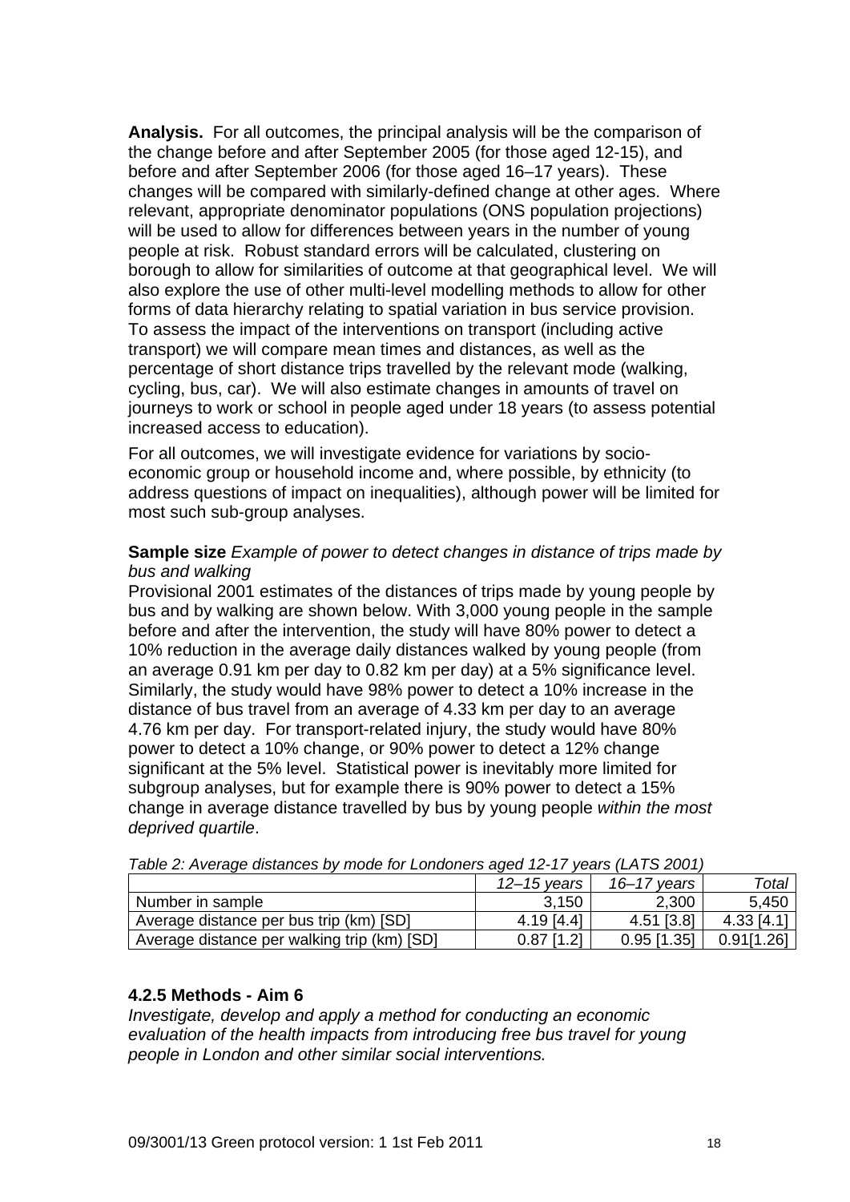**Analysis.** For all outcomes, the principal analysis will be the comparison of the change before and after September 2005 (for those aged 12-15), and before and after September 2006 (for those aged 16–17 years). These changes will be compared with similarly-defined change at other ages. Where relevant, appropriate denominator populations (ONS population projections) will be used to allow for differences between years in the number of young people at risk. Robust standard errors will be calculated, clustering on borough to allow for similarities of outcome at that geographical level. We will also explore the use of other multi-level modelling methods to allow for other forms of data hierarchy relating to spatial variation in bus service provision. To assess the impact of the interventions on transport (including active transport) we will compare mean times and distances, as well as the percentage of short distance trips travelled by the relevant mode (walking, cycling, bus, car). We will also estimate changes in amounts of travel on journeys to work or school in people aged under 18 years (to assess potential increased access to education).

For all outcomes, we will investigate evidence for variations by socio-economic group or household income and, where possible, by ethnicity (to address questions of impact on inequalities), although power will be limited for most such sub-group analyses.

**Sample size** *Example of power to detect changes in distance of trips made by bus and walking*

Provisional 2001 estimates of the distances of trips made by young people by bus and by walking are shown below. With 3,000 young people in the sample before and after the intervention, the study will have 80% power to detect a 10% reduction in the average daily distances walked by young people (from an average 0.91 km per day to 0.82 km per day) at a 5% significance level. Similarly, the study would have 98% power to detect a 10% increase in the distance of bus travel from an average of 4.33 km per day to an average 4.76 km per day. For transport-related injury, the study would have 80% power to detect a 10% change, or 90% power to detect a 12% change significant at the 5% level. Statistical power is inevitably more limited for subgroup analyses, but for example there is 90% power to detect a 15% change in average distance travelled by bus by young people *within the most deprived quartile*.

*Table 2: Average distances by mode for Londoners aged 12-17 years (LATS 2001)*

| | *12–15 years* | *16–17 years* | *Total* |
|---|---|---|---|
| Number in sample | 3,150 | 2,300 | 5,450 |
| Average distance per bus trip (km) [SD] | 4.19 [4.4] | 4.51 [3.8] | 4.33 [4.1] |
| Average distance per walking trip (km) [SD] | 0.87 [1.2] | 0.95 [1.35] | 0.91[1.26] |

### 4.2.5 Methods - Aim 6

*Investigate, develop and apply a method for conducting an economic evaluation of the health impacts from introducing free bus travel for young people in London and other similar social interventions.*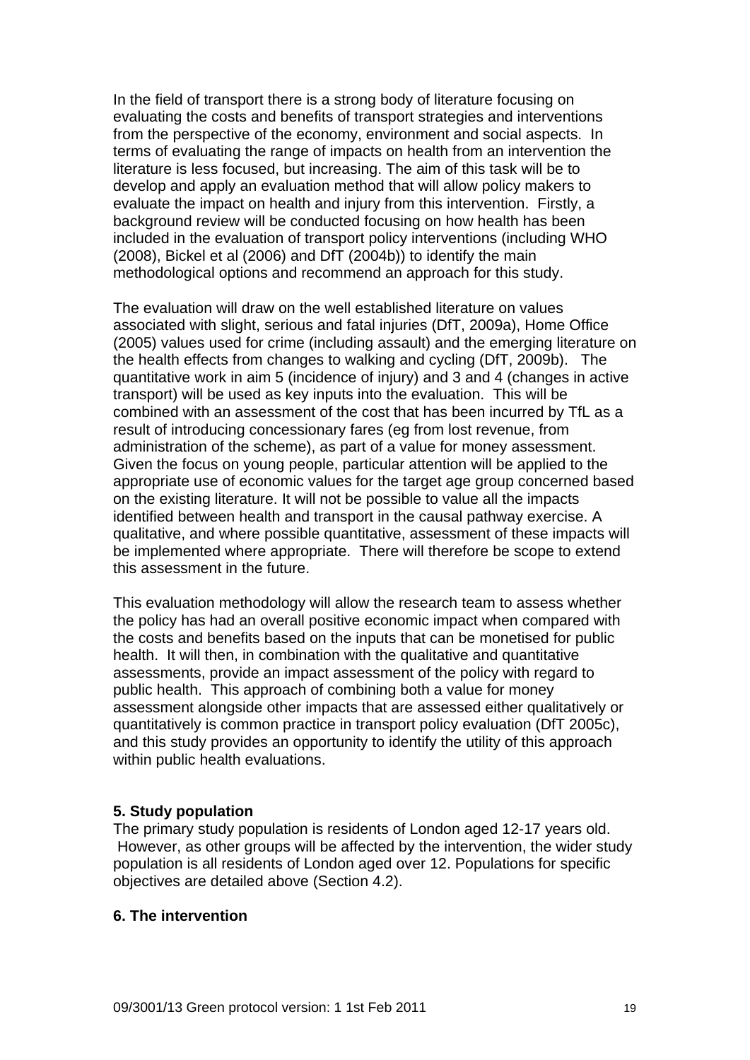In the field of transport there is a strong body of literature focusing on evaluating the costs and benefits of transport strategies and interventions from the perspective of the economy, environment and social aspects. In terms of evaluating the range of impacts on health from an intervention the literature is less focused, but increasing. The aim of this task will be to develop and apply an evaluation method that will allow policy makers to evaluate the impact on health and injury from this intervention. Firstly, a background review will be conducted focusing on how health has been included in the evaluation of transport policy interventions (including WHO (2008), Bickel et al (2006) and DfT (2004b)) to identify the main methodological options and recommend an approach for this study.

The evaluation will draw on the well established literature on values associated with slight, serious and fatal injuries (DfT, 2009a), Home Office (2005) values used for crime (including assault) and the emerging literature on the health effects from changes to walking and cycling (DfT, 2009b). The quantitative work in aim 5 (incidence of injury) and 3 and 4 (changes in active transport) will be used as key inputs into the evaluation. This will be combined with an assessment of the cost that has been incurred by TfL as a result of introducing concessionary fares (eg from lost revenue, from administration of the scheme), as part of a value for money assessment. Given the focus on young people, particular attention will be applied to the appropriate use of economic values for the target age group concerned based on the existing literature. It will not be possible to value all the impacts identified between health and transport in the causal pathway exercise. A qualitative, and where possible quantitative, assessment of these impacts will be implemented where appropriate. There will therefore be scope to extend this assessment in the future.

This evaluation methodology will allow the research team to assess whether the policy has had an overall positive economic impact when compared with the costs and benefits based on the inputs that can be monetised for public health. It will then, in combination with the qualitative and quantitative assessments, provide an impact assessment of the policy with regard to public health. This approach of combining both a value for money assessment alongside other impacts that are assessed either qualitatively or quantitatively is common practice in transport policy evaluation (DfT 2005c), and this study provides an opportunity to identify the utility of this approach within public health evaluations.

## 5. Study population

The primary study population is residents of London aged 12-17 years old. However, as other groups will be affected by the intervention, the wider study population is all residents of London aged over 12. Populations for specific objectives are detailed above (Section 4.2).

## 6. The intervention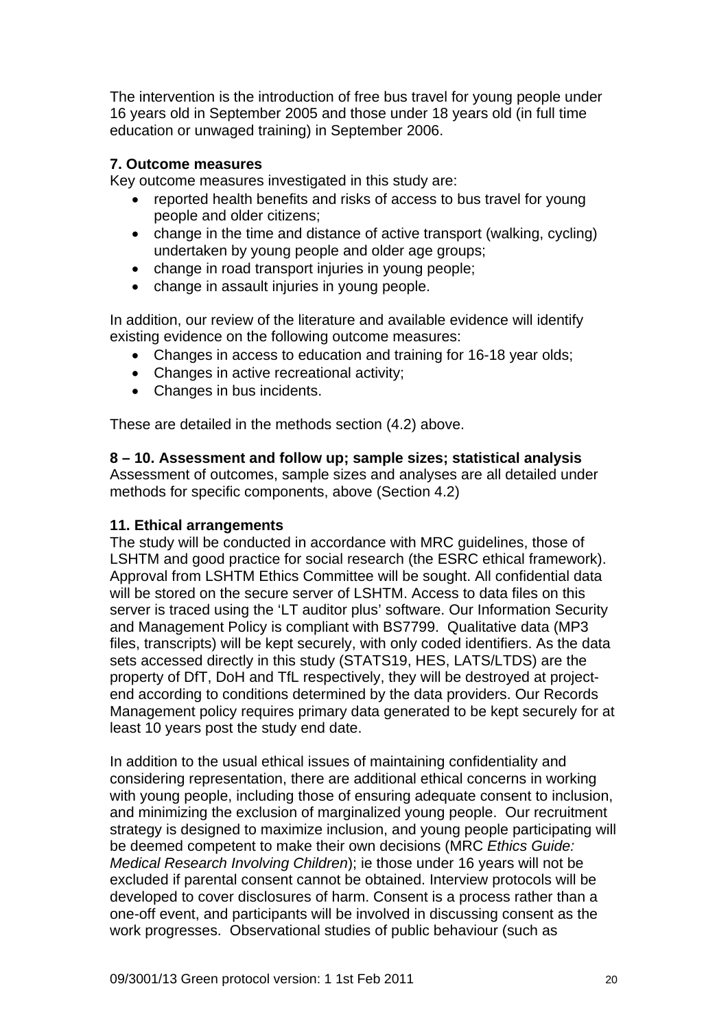The intervention is the introduction of free bus travel for young people under 16 years old in September 2005 and those under 18 years old (in full time education or unwaged training) in September 2006.

**7. Outcome measures**

Key outcome measures investigated in this study are:

- reported health benefits and risks of access to bus travel for young people and older citizens;
- change in the time and distance of active transport (walking, cycling) undertaken by young people and older age groups;
- change in road transport injuries in young people;
- change in assault injuries in young people.

In addition, our review of the literature and available evidence will identify existing evidence on the following outcome measures:

- Changes in access to education and training for 16-18 year olds;
- Changes in active recreational activity;
- Changes in bus incidents.

These are detailed in the methods section (4.2) above.

**8 – 10. Assessment and follow up; sample sizes; statistical analysis**

Assessment of outcomes, sample sizes and analyses are all detailed under methods for specific components, above (Section 4.2)

**11. Ethical arrangements**

The study will be conducted in accordance with MRC guidelines, those of LSHTM and good practice for social research (the ESRC ethical framework). Approval from LSHTM Ethics Committee will be sought. All confidential data will be stored on the secure server of LSHTM. Access to data files on this server is traced using the 'LT auditor plus' software. Our Information Security and Management Policy is compliant with BS7799. Qualitative data (MP3 files, transcripts) will be kept securely, with only coded identifiers. As the data sets accessed directly in this study (STATS19, HES, LATS/LTDS) are the property of DfT, DoH and TfL respectively, they will be destroyed at project-end according to conditions determined by the data providers. Our Records Management policy requires primary data generated to be kept securely for at least 10 years post the study end date.

In addition to the usual ethical issues of maintaining confidentiality and considering representation, there are additional ethical concerns in working with young people, including those of ensuring adequate consent to inclusion, and minimizing the exclusion of marginalized young people. Our recruitment strategy is designed to maximize inclusion, and young people participating will be deemed competent to make their own decisions (MRC *Ethics Guide: Medical Research Involving Children*); ie those under 16 years will not be excluded if parental consent cannot be obtained. Interview protocols will be developed to cover disclosures of harm. Consent is a process rather than a one-off event, and participants will be involved in discussing consent as the work progresses. Observational studies of public behaviour (such as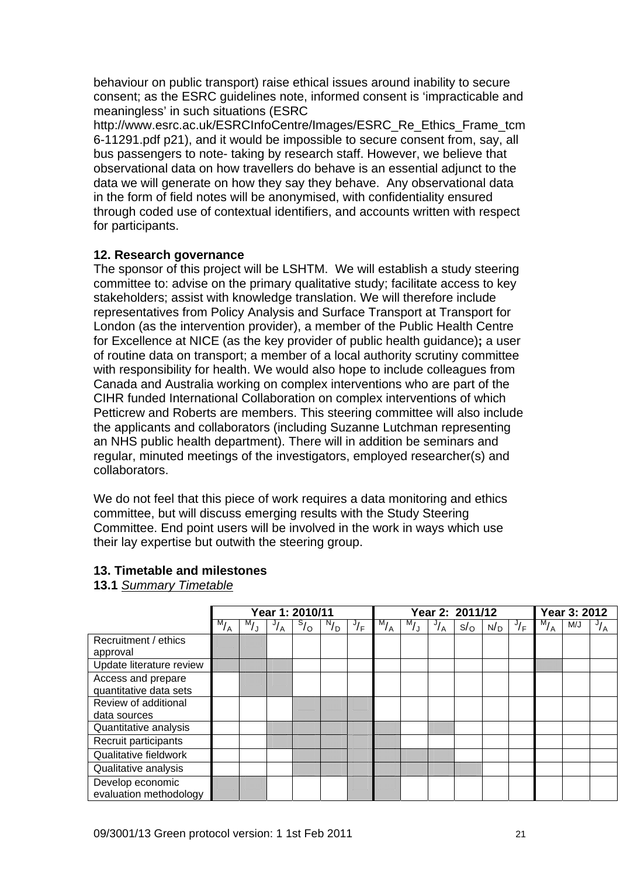behaviour on public transport) raise ethical issues around inability to secure consent; as the ESRC guidelines note, informed consent is 'impracticable and meaningless' in such situations (ESRC http://www.esrc.ac.uk/ESRCInfoCentre/Images/ESRC_Re_Ethics_Frame_tcm6-11291.pdf p21), and it would be impossible to secure consent from, say, all bus passengers to note- taking by research staff. However, we believe that observational data on how travellers do behave is an essential adjunct to the data we will generate on how they say they behave. Any observational data in the form of field notes will be anonymised, with confidentiality ensured through coded use of contextual identifiers, and accounts written with respect for participants.

### 12. Research governance

The sponsor of this project will be LSHTM. We will establish a study steering committee to: advise on the primary qualitative study; facilitate access to key stakeholders; assist with knowledge translation. We will therefore include representatives from Policy Analysis and Surface Transport at Transport for London (as the intervention provider), a member of the Public Health Centre for Excellence at NICE (as the key provider of public health guidance)**;** a user of routine data on transport; a member of a local authority scrutiny committee with responsibility for health. We would also hope to include colleagues from Canada and Australia working on complex interventions who are part of the CIHR funded International Collaboration on complex interventions of which Petticrew and Roberts are members. This steering committee will also include the applicants and collaborators (including Suzanne Lutchman representing an NHS public health department). There will in addition be seminars and regular, minuted meetings of the investigators, employed researcher(s) and collaborators.

We do not feel that this piece of work requires a data monitoring and ethics committee, but will discuss emerging results with the Study Steering Committee. End point users will be involved in the work in ways which use their lay expertise but outwith the steering group.

### 13. Timetable and milestones

**13.1** *Summary Timetable*

| | Year 1: 2010/11 | | | | | | Year 2: 2011/12 | | | | | | Year 3: 2012 | | |
|---|---|---|---|---|---|---|---|---|---|---|---|---|---|---|---|
| | M/A | M/J | J/A | S/O | N/D | J/F | M/A | M/J | J/A | S/O | N/D | J/F | M/A | M/J | J/A |
| Recruitment / ethics approval | X | X | | | | | | | | | | | | | |
| Update literature review | X | X | X | | | | | | | | | | X | | |
| Access and prepare quantitative data sets | | X | X | | | | | | | | | | | | |
| Review of additional data sources | | | | X | X | X | | | | | | | | | |
| Quantitative analysis | | | X | X | X | X | X | | X | | | | | | |
| Recruit participants | | | X | X | X | X | X | | | | | | | | |
| Qualitative fieldwork | | | | X | X | X | X | X | X | | | | | | |
| Qualitative analysis | | | | X | X | X | X | X | X | X | | | | | |
| Develop economic evaluation methodology | X | X | | | | X | X | | | | | | | | |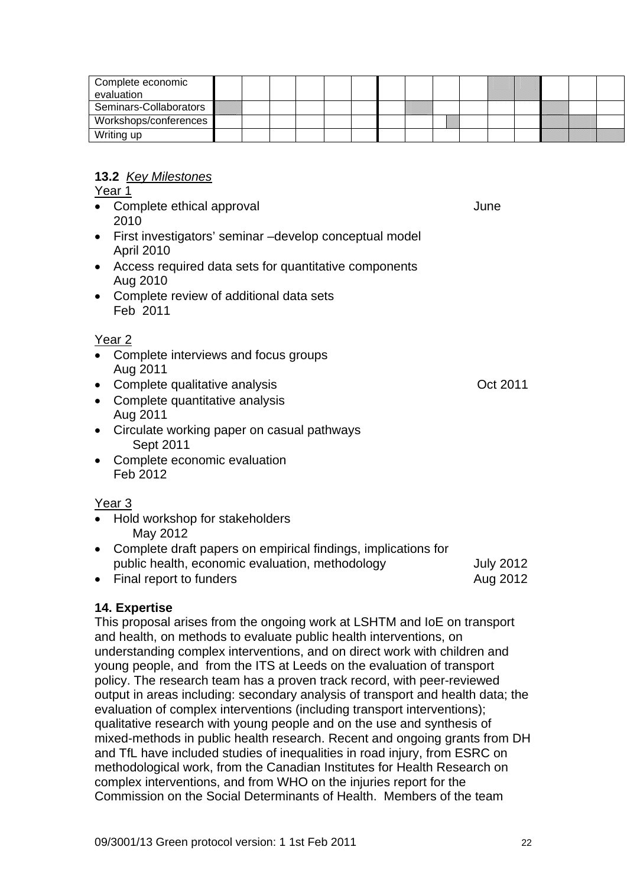| | | | | | | | | | | | | | | | |
|---|---|---|---|---|---|---|---|---|---|---|---|---|---|---|---|
| Complete economic evaluation | | | | | | | | | | | X | X | | | |
| Seminars-Collaborators | X | | | | | | | X | | | | | X | | |
| Workshops/conferences | | | | | | | | | X | | | | X | X | |
| Writing up | | | | | | | | | | | | | X | X | X |

### 13.2 *Key Milestones*

Year 1

- Complete ethical approval June 2010
- First investigators' seminar –develop conceptual model April 2010
- Access required data sets for quantitative components Aug 2010
- Complete review of additional data sets Feb 2011

Year 2

- Complete interviews and focus groups Aug 2011
- Complete qualitative analysis Oct 2011
- Complete quantitative analysis Aug 2011
- Circulate working paper on casual pathways Sept 2011
- Complete economic evaluation Feb 2012

Year 3

- Hold workshop for stakeholders May 2012
- Complete draft papers on empirical findings, implications for public health, economic evaluation, methodology July 2012
- Final report to funders Aug 2012

## 14. Expertise

This proposal arises from the ongoing work at LSHTM and IoE on transport and health, on methods to evaluate public health interventions, on understanding complex interventions, and on direct work with children and young people, and from the ITS at Leeds on the evaluation of transport policy. The research team has a proven track record, with peer-reviewed output in areas including: secondary analysis of transport and health data; the evaluation of complex interventions (including transport interventions); qualitative research with young people and on the use and synthesis of mixed-methods in public health research. Recent and ongoing grants from DH and TfL have included studies of inequalities in road injury, from ESRC on methodological work, from the Canadian Institutes for Health Research on complex interventions, and from WHO on the injuries report for the Commission on the Social Determinants of Health. Members of the team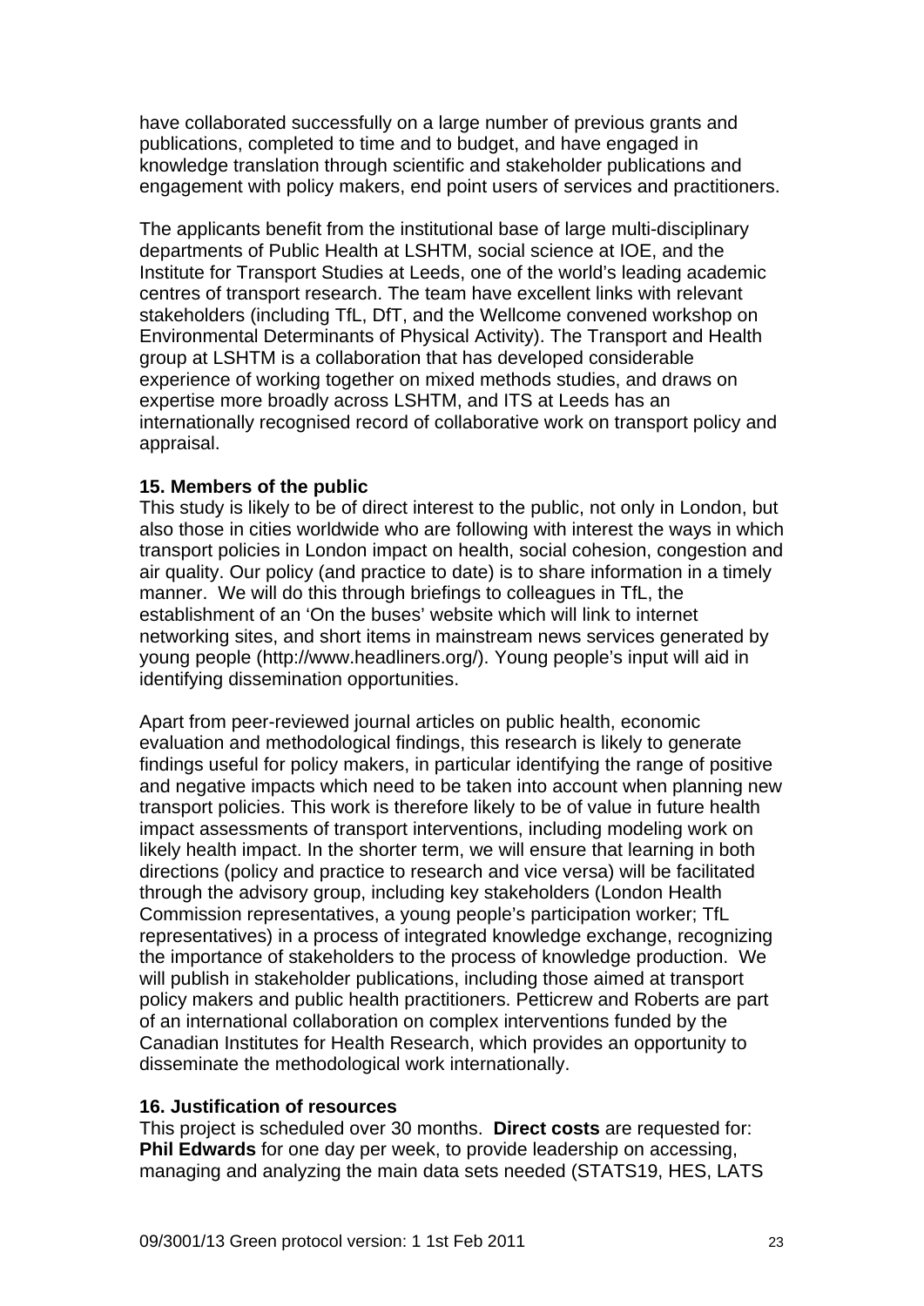have collaborated successfully on a large number of previous grants and publications, completed to time and to budget, and have engaged in knowledge translation through scientific and stakeholder publications and engagement with policy makers, end point users of services and practitioners.

The applicants benefit from the institutional base of large multi-disciplinary departments of Public Health at LSHTM, social science at IOE, and the Institute for Transport Studies at Leeds, one of the world's leading academic centres of transport research. The team have excellent links with relevant stakeholders (including TfL, DfT, and the Wellcome convened workshop on Environmental Determinants of Physical Activity). The Transport and Health group at LSHTM is a collaboration that has developed considerable experience of working together on mixed methods studies, and draws on expertise more broadly across LSHTM, and ITS at Leeds has an internationally recognised record of collaborative work on transport policy and appraisal.

**15. Members of the public**

This study is likely to be of direct interest to the public, not only in London, but also those in cities worldwide who are following with interest the ways in which transport policies in London impact on health, social cohesion, congestion and air quality. Our policy (and practice to date) is to share information in a timely manner. We will do this through briefings to colleagues in TfL, the establishment of an 'On the buses' website which will link to internet networking sites, and short items in mainstream news services generated by young people (http://www.headliners.org/). Young people's input will aid in identifying dissemination opportunities.

Apart from peer-reviewed journal articles on public health, economic evaluation and methodological findings, this research is likely to generate findings useful for policy makers, in particular identifying the range of positive and negative impacts which need to be taken into account when planning new transport policies. This work is therefore likely to be of value in future health impact assessments of transport interventions, including modeling work on likely health impact. In the shorter term, we will ensure that learning in both directions (policy and practice to research and vice versa) will be facilitated through the advisory group, including key stakeholders (London Health Commission representatives, a young people's participation worker; TfL representatives) in a process of integrated knowledge exchange, recognizing the importance of stakeholders to the process of knowledge production. We will publish in stakeholder publications, including those aimed at transport policy makers and public health practitioners. Petticrew and Roberts are part of an international collaboration on complex interventions funded by the Canadian Institutes for Health Research, which provides an opportunity to disseminate the methodological work internationally.

**16. Justification of resources**

This project is scheduled over 30 months. **Direct costs** are requested for: **Phil Edwards** for one day per week, to provide leadership on accessing, managing and analyzing the main data sets needed (STATS19, HES, LATS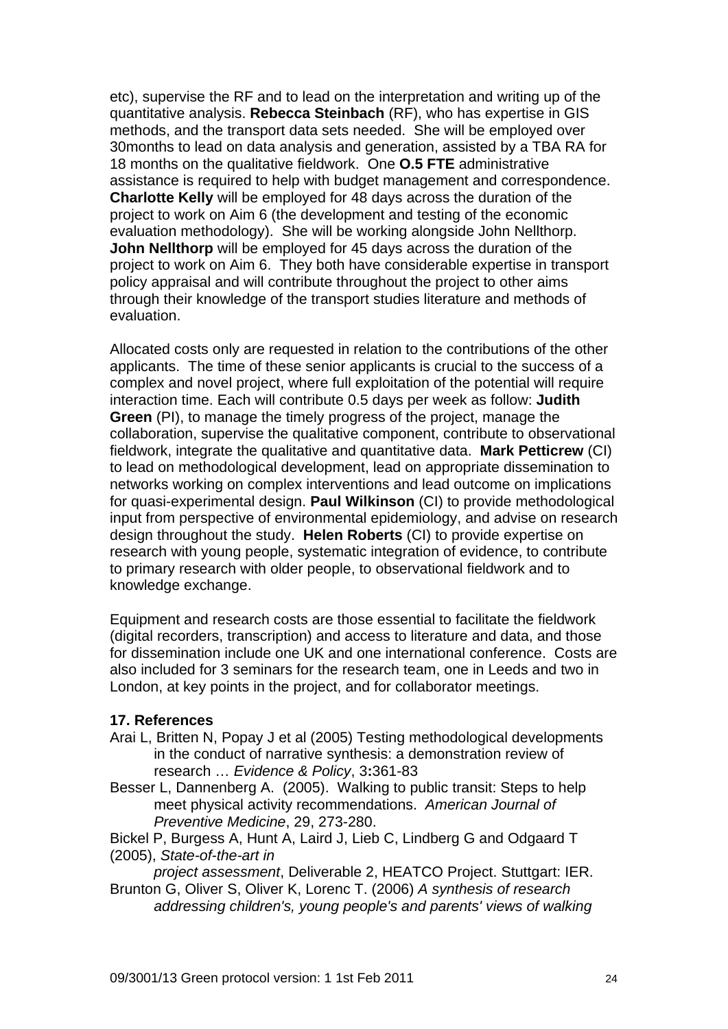etc), supervise the RF and to lead on the interpretation and writing up of the quantitative analysis. **Rebecca Steinbach** (RF), who has expertise in GIS methods, and the transport data sets needed. She will be employed over 30months to lead on data analysis and generation, assisted by a TBA RA for 18 months on the qualitative fieldwork. One **O.5 FTE** administrative assistance is required to help with budget management and correspondence. **Charlotte Kelly** will be employed for 48 days across the duration of the project to work on Aim 6 (the development and testing of the economic evaluation methodology). She will be working alongside John Nellthorp. **John Nellthorp** will be employed for 45 days across the duration of the project to work on Aim 6. They both have considerable expertise in transport policy appraisal and will contribute throughout the project to other aims through their knowledge of the transport studies literature and methods of evaluation.

Allocated costs only are requested in relation to the contributions of the other applicants. The time of these senior applicants is crucial to the success of a complex and novel project, where full exploitation of the potential will require interaction time. Each will contribute 0.5 days per week as follow: **Judith Green** (PI), to manage the timely progress of the project, manage the collaboration, supervise the qualitative component, contribute to observational fieldwork, integrate the qualitative and quantitative data. **Mark Petticrew** (CI) to lead on methodological development, lead on appropriate dissemination to networks working on complex interventions and lead outcome on implications for quasi-experimental design. **Paul Wilkinson** (CI) to provide methodological input from perspective of environmental epidemiology, and advise on research design throughout the study. **Helen Roberts** (CI) to provide expertise on research with young people, systematic integration of evidence, to contribute to primary research with older people, to observational fieldwork and to knowledge exchange.

Equipment and research costs are those essential to facilitate the fieldwork (digital recorders, transcription) and access to literature and data, and those for dissemination include one UK and one international conference. Costs are also included for 3 seminars for the research team, one in Leeds and two in London, at key points in the project, and for collaborator meetings.

### 17. References

Arai L, Britten N, Popay J et al (2005) Testing methodological developments in the conduct of narrative synthesis: a demonstration review of research … *Evidence & Policy*, 3**:**361-83

Besser L, Dannenberg A. (2005). Walking to public transit: Steps to help meet physical activity recommendations. *American Journal of Preventive Medicine*, 29, 273-280.

Bickel P, Burgess A, Hunt A, Laird J, Lieb C, Lindberg G and Odgaard T (2005), *State-of-the-art in project assessment*, Deliverable 2, HEATCO Project. Stuttgart: IER.

Brunton G, Oliver S, Oliver K, Lorenc T. (2006) *A synthesis of research addressing children's, young people's and parents' views of walking*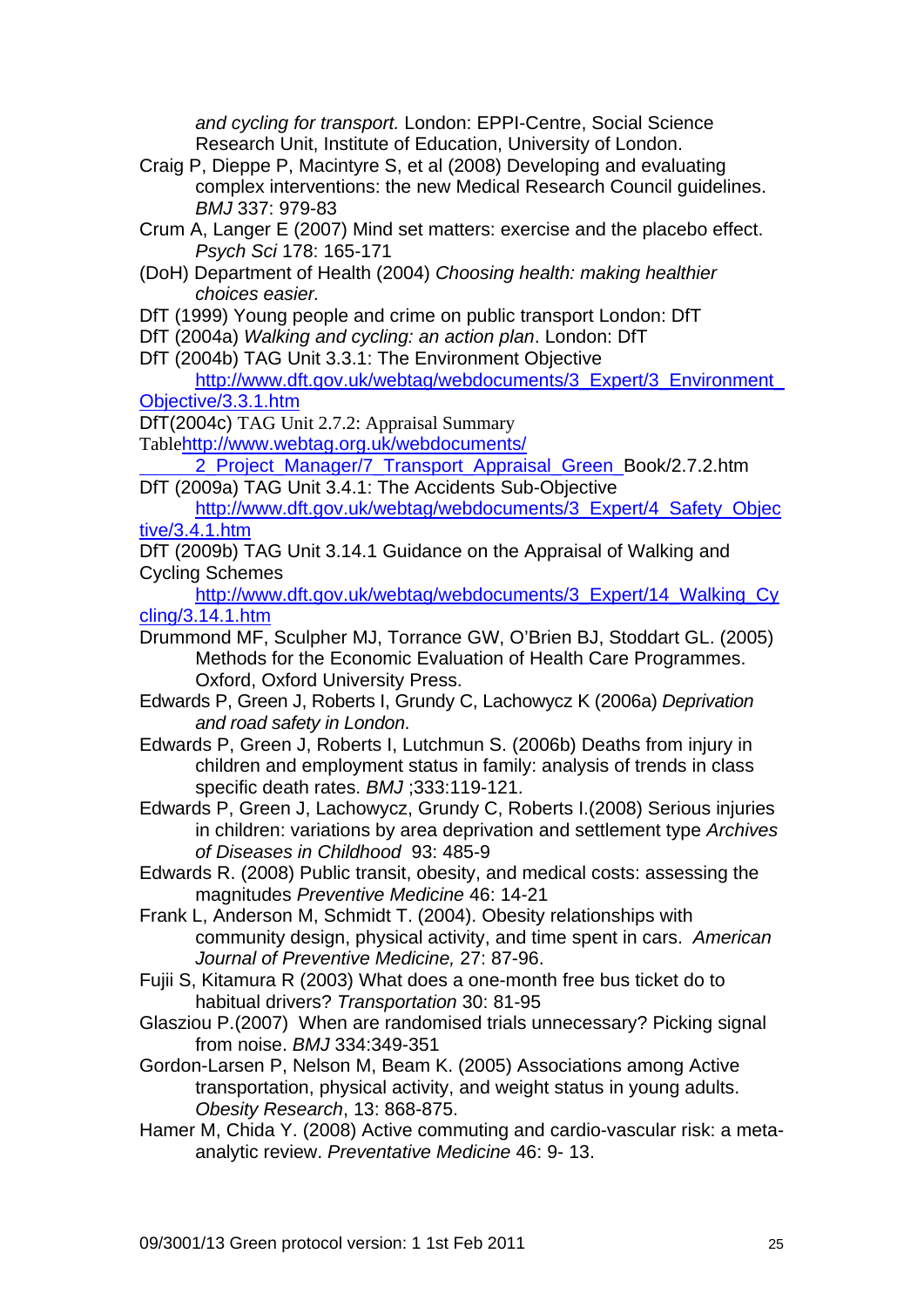*and cycling for transport.* London: EPPI-Centre, Social Science Research Unit, Institute of Education, University of London.

Craig P, Dieppe P, Macintyre S, et al (2008) Developing and evaluating complex interventions: the new Medical Research Council guidelines. *BMJ* 337: 979-83

Crum A, Langer E (2007) Mind set matters: exercise and the placebo effect. *Psych Sci* 178: 165-171

(DoH) Department of Health (2004) *Choosing health: making healthier choices easier.*

DfT (1999) Young people and crime on public transport London: DfT

DfT (2004a) *Walking and cycling: an action plan*. London: DfT

DfT (2004b) TAG Unit 3.3.1: The Environment Objective http://www.dft.gov.uk/webtag/webdocuments/3_Expert/3_Environment_Objective/3.3.1.htm

DfT(2004c) TAG Unit 2.7.2: Appraisal Summary Tablehttp://www.webtag.org.uk/webdocuments/2_Project_Manager/7_Transport_Appraisal_Green_Book/2.7.2.htm

DfT (2009a) TAG Unit 3.4.1: The Accidents Sub-Objective http://www.dft.gov.uk/webtag/webdocuments/3_Expert/4_Safety_Objective/3.4.1.htm

DfT (2009b) TAG Unit 3.14.1 Guidance on the Appraisal of Walking and Cycling Schemes http://www.dft.gov.uk/webtag/webdocuments/3_Expert/14_Walking_Cycling/3.14.1.htm

Drummond MF, Sculpher MJ, Torrance GW, O'Brien BJ, Stoddart GL. (2005) Methods for the Economic Evaluation of Health Care Programmes. Oxford, Oxford University Press.

Edwards P, Green J, Roberts I, Grundy C, Lachowycz K (2006a) *Deprivation and road safety in London*.

Edwards P, Green J, Roberts I, Lutchmun S. (2006b) Deaths from injury in children and employment status in family: analysis of trends in class specific death rates. *BMJ* ;333:119-121.

Edwards P, Green J, Lachowycz, Grundy C, Roberts I.(2008) Serious injuries in children: variations by area deprivation and settlement type *Archives of Diseases in Childhood* 93: 485-9

Edwards R. (2008) Public transit, obesity, and medical costs: assessing the magnitudes *Preventive Medicine* 46: 14-21

Frank L, Anderson M, Schmidt T. (2004). Obesity relationships with community design, physical activity, and time spent in cars. *American Journal of Preventive Medicine,* 27: 87-96.

Fujii S, Kitamura R (2003) What does a one-month free bus ticket do to habitual drivers? *Transportation* 30: 81-95

Glasziou P.(2007) When are randomised trials unnecessary? Picking signal from noise. *BMJ* 334:349-351

Gordon-Larsen P, Nelson M, Beam K. (2005) Associations among Active transportation, physical activity, and weight status in young adults. *Obesity Research*, 13: 868-875.

Hamer M, Chida Y. (2008) Active commuting and cardio-vascular risk: a meta-analytic review. *Preventative Medicine* 46: 9- 13.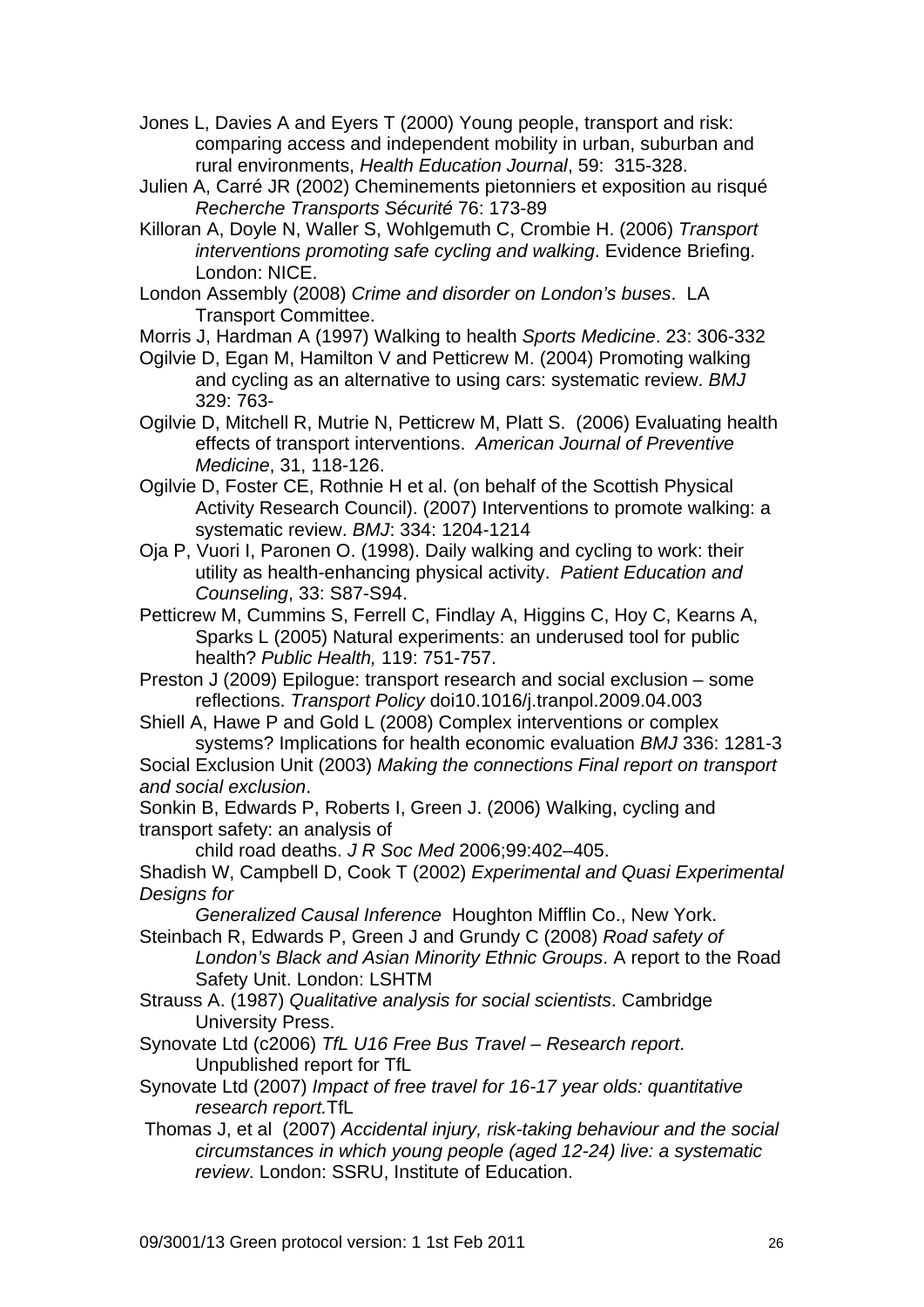Jones L, Davies A and Eyers T (2000) Young people, transport and risk: comparing access and independent mobility in urban, suburban and rural environments, *Health Education Journal*, 59: 315-328.

Julien A, Carré JR (2002) Cheminements pietonniers et exposition au risqué *Recherche Transports Sécurité* 76: 173-89

Killoran A, Doyle N, Waller S, Wohlgemuth C, Crombie H. (2006) *Transport interventions promoting safe cycling and walking*. Evidence Briefing. London: NICE.

London Assembly (2008) *Crime and disorder on London's buses*. LA Transport Committee.

Morris J, Hardman A (1997) Walking to health *Sports Medicine*. 23: 306-332

Ogilvie D, Egan M, Hamilton V and Petticrew M. (2004) Promoting walking and cycling as an alternative to using cars: systematic review. *BMJ* 329: 763-

Ogilvie D, Mitchell R, Mutrie N, Petticrew M, Platt S. (2006) Evaluating health effects of transport interventions. *American Journal of Preventive Medicine*, 31, 118-126.

Ogilvie D, Foster CE, Rothnie H et al. (on behalf of the Scottish Physical Activity Research Council). (2007) Interventions to promote walking: a systematic review. *BMJ*: 334: 1204-1214

Oja P, Vuori I, Paronen O. (1998). Daily walking and cycling to work: their utility as health-enhancing physical activity. *Patient Education and Counseling*, 33: S87-S94.

Petticrew M, Cummins S, Ferrell C, Findlay A, Higgins C, Hoy C, Kearns A, Sparks L (2005) Natural experiments: an underused tool for public health? *Public Health,* 119: 751-757.

Preston J (2009) Epilogue: transport research and social exclusion – some reflections. *Transport Policy* doi10.1016/j.tranpol.2009.04.003

Shiell A, Hawe P and Gold L (2008) Complex interventions or complex systems? Implications for health economic evaluation *BMJ* 336: 1281-3

Social Exclusion Unit (2003) *Making the connections Final report on transport and social exclusion*.

Sonkin B, Edwards P, Roberts I, Green J. (2006) Walking, cycling and transport safety: an analysis of child road deaths. *J R Soc Med* 2006;99:402–405.

Shadish W, Campbell D, Cook T (2002) *Experimental and Quasi Experimental Designs for Generalized Causal Inference* Houghton Mifflin Co., New York.

Steinbach R, Edwards P, Green J and Grundy C (2008) *Road safety of London's Black and Asian Minority Ethnic Groups*. A report to the Road Safety Unit. London: LSHTM

Strauss A. (1987) *Qualitative analysis for social scientists*. Cambridge University Press.

Synovate Ltd (c2006) *TfL U16 Free Bus Travel – Research report*. Unpublished report for TfL

Synovate Ltd (2007) *Impact of free travel for 16-17 year olds: quantitative research report.* TfL

Thomas J, et al (2007) *Accidental injury, risk-taking behaviour and the social circumstances in which young people (aged 12-24) live: a systematic review*. London: SSRU, Institute of Education.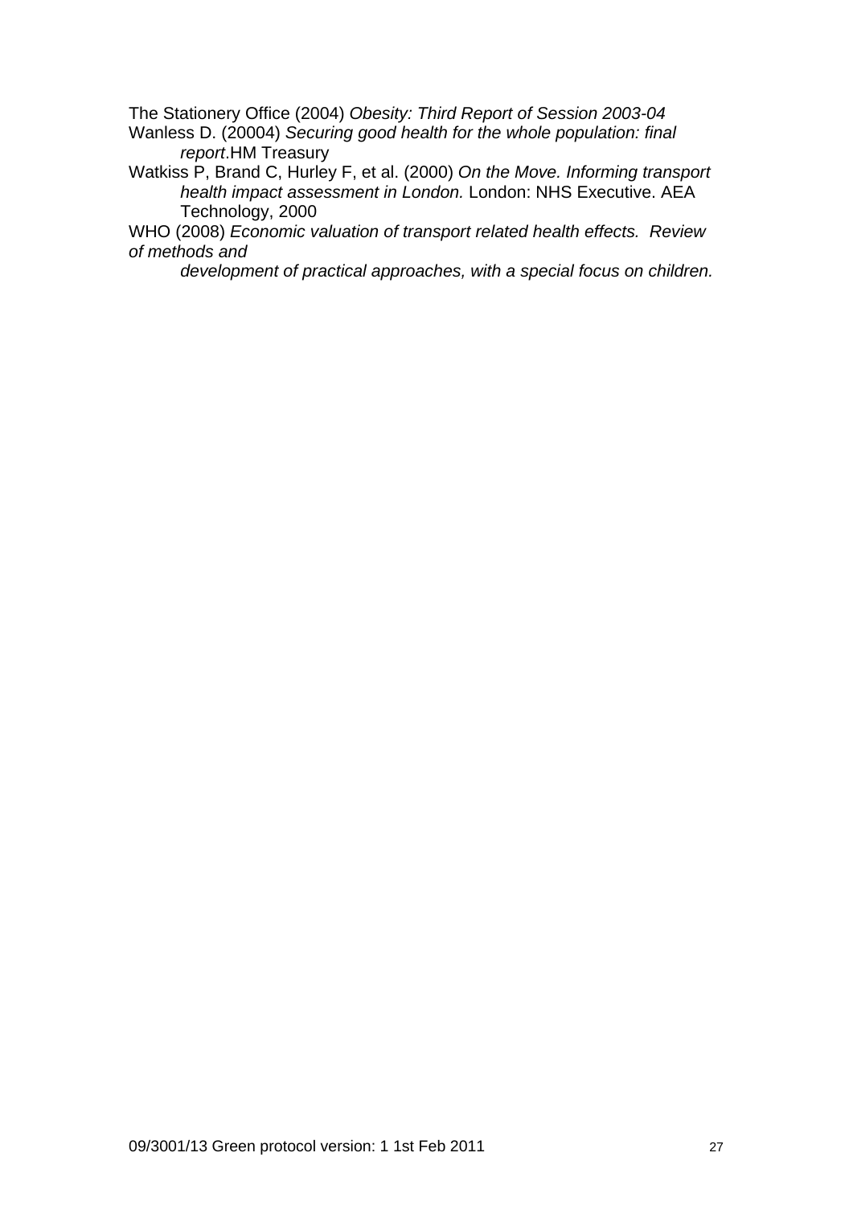The Stationery Office (2004) *Obesity: Third Report of Session 2003-04*

Wanless D. (20004) *Securing good health for the whole population: final report*.HM Treasury

Watkiss P, Brand C, Hurley F, et al. (2000) *On the Move. Informing transport health impact assessment in London.* London: NHS Executive. AEA Technology, 2000

WHO (2008) *Economic valuation of transport related health effects. Review of methods and development of practical approaches, with a special focus on children.*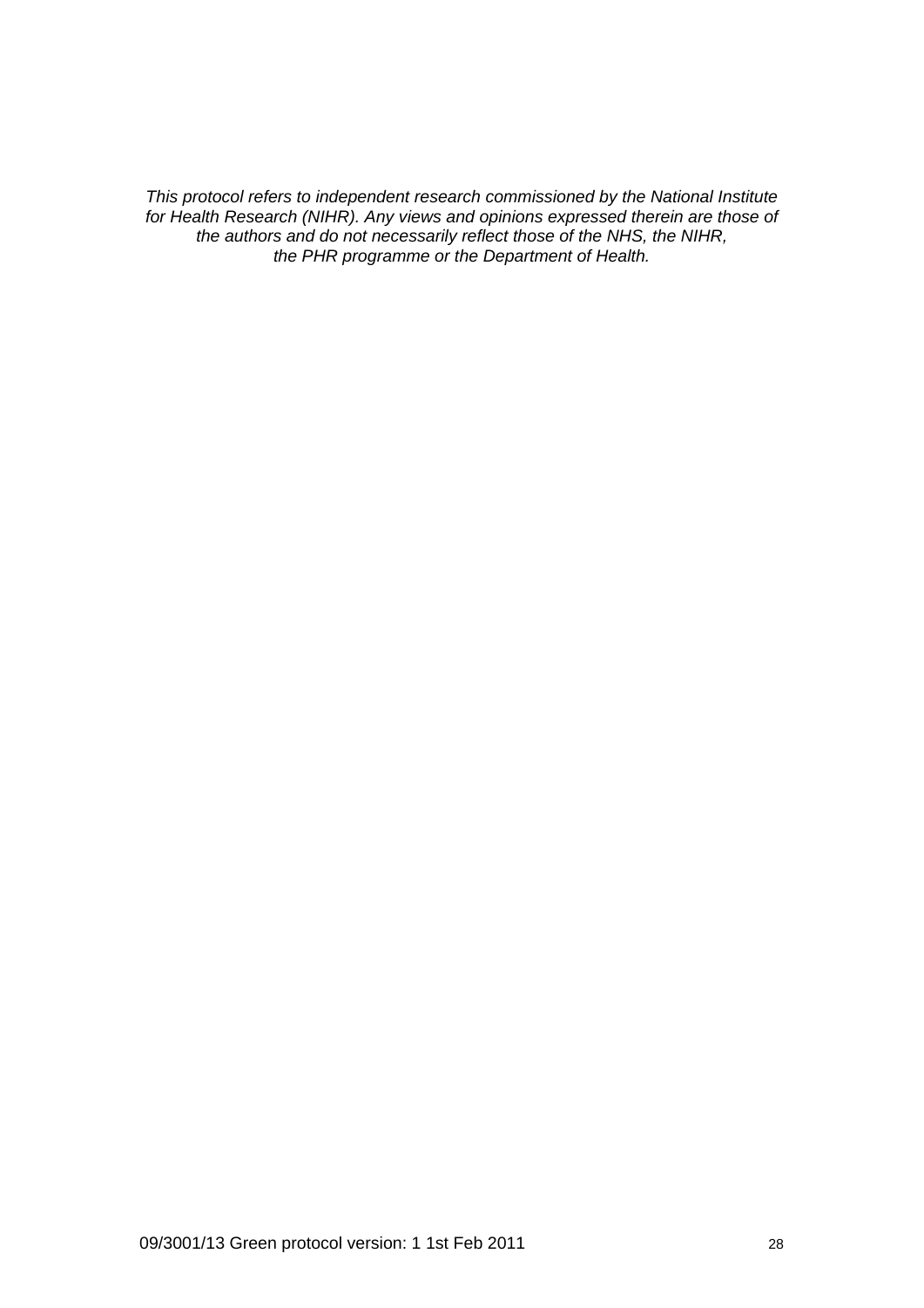*This protocol refers to independent research commissioned by the National Institute for Health Research (NIHR). Any views and opinions expressed therein are those of the authors and do not necessarily reflect those of the NHS, the NIHR, the PHR programme or the Department of Health.*